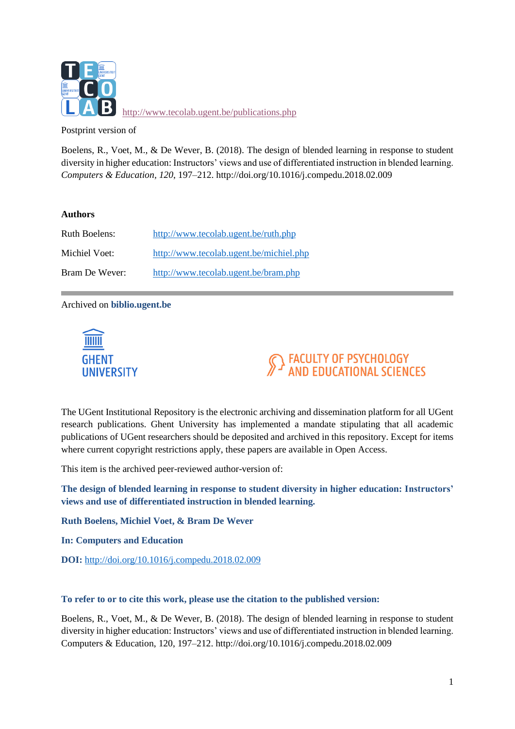http://www.tecolab.ugent.be/publications.php

Postprint version of

Boelens, R., Voet, M., & De Wever, B. (2018). The design of blended learning in response to student diversity in higher education: Instructors' views and use of differentiated instruction in blended learning. *Computers & Education*, *120*, 197–212. http://doi.org/10.1016/j.compedu.2018.02.009

**Authors**

| | |
|---|---|
| Ruth Boelens: | http://www.tecolab.ugent.be/ruth.php |
| Michiel Voet: | http://www.tecolab.ugent.be/michiel.php |
| Bram De Wever: | http://www.tecolab.ugent.be/bram.php |

Archived on **biblio.ugent.be**

GHENT UNIVERSITY

FACULTY OF PSYCHOLOGY AND EDUCATIONAL SCIENCES

The UGent Institutional Repository is the electronic archiving and dissemination platform for all UGent research publications. Ghent University has implemented a mandate stipulating that all academic publications of UGent researchers should be deposited and archived in this repository. Except for items where current copyright restrictions apply, these papers are available in Open Access.

This item is the archived peer-reviewed author-version of:

**The design of blended learning in response to student diversity in higher education: Instructors' views and use of differentiated instruction in blended learning.**

**Ruth Boelens, Michiel Voet, & Bram De Wever**

**In: Computers and Education**

**DOI:** http://doi.org/10.1016/j.compedu.2018.02.009

**To refer to or to cite this work, please use the citation to the published version:**

Boelens, R., Voet, M., & De Wever, B. (2018). The design of blended learning in response to student diversity in higher education: Instructors' views and use of differentiated instruction in blended learning. Computers & Education, 120, 197–212. http://doi.org/10.1016/j.compedu.2018.02.009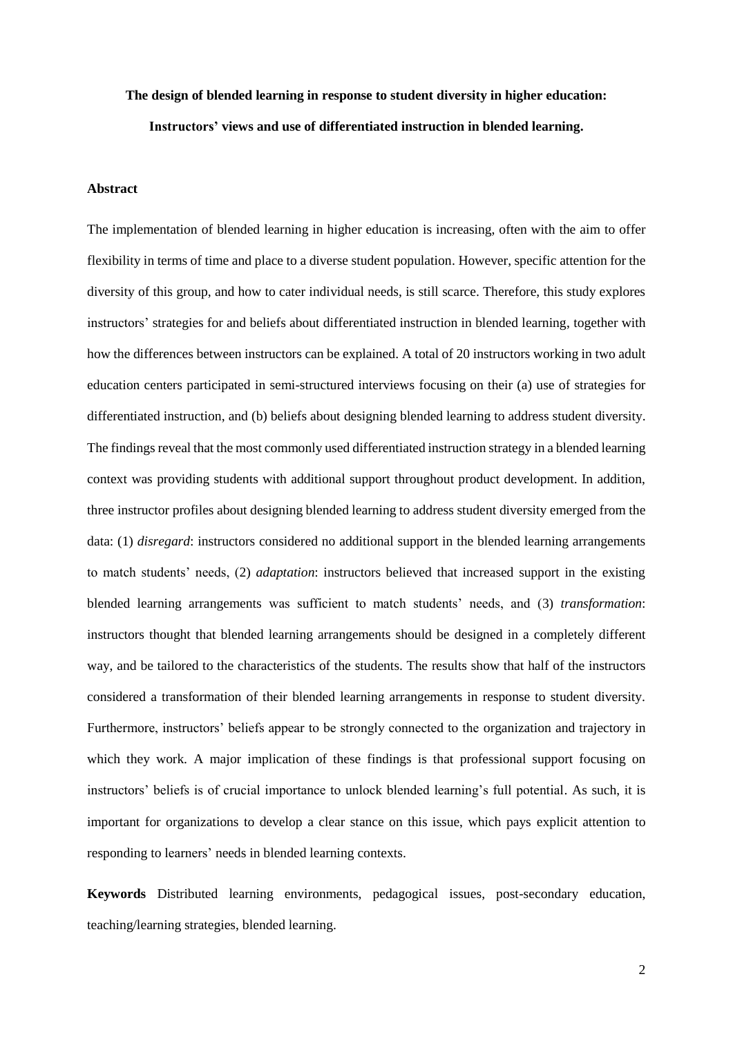**The design of blended learning in response to student diversity in higher education: Instructors' views and use of differentiated instruction in blended learning.**

## Abstract

The implementation of blended learning in higher education is increasing, often with the aim to offer flexibility in terms of time and place to a diverse student population. However, specific attention for the diversity of this group, and how to cater individual needs, is still scarce. Therefore, this study explores instructors' strategies for and beliefs about differentiated instruction in blended learning, together with how the differences between instructors can be explained. A total of 20 instructors working in two adult education centers participated in semi-structured interviews focusing on their (a) use of strategies for differentiated instruction, and (b) beliefs about designing blended learning to address student diversity. The findings reveal that the most commonly used differentiated instruction strategy in a blended learning context was providing students with additional support throughout product development. In addition, three instructor profiles about designing blended learning to address student diversity emerged from the data: (1) *disregard*: instructors considered no additional support in the blended learning arrangements to match students' needs, (2) *adaptation*: instructors believed that increased support in the existing blended learning arrangements was sufficient to match students' needs, and (3) *transformation*: instructors thought that blended learning arrangements should be designed in a completely different way, and be tailored to the characteristics of the students. The results show that half of the instructors considered a transformation of their blended learning arrangements in response to student diversity. Furthermore, instructors' beliefs appear to be strongly connected to the organization and trajectory in which they work. A major implication of these findings is that professional support focusing on instructors' beliefs is of crucial importance to unlock blended learning's full potential. As such, it is important for organizations to develop a clear stance on this issue, which pays explicit attention to responding to learners' needs in blended learning contexts.

**Keywords** Distributed learning environments, pedagogical issues, post-secondary education, teaching/learning strategies, blended learning.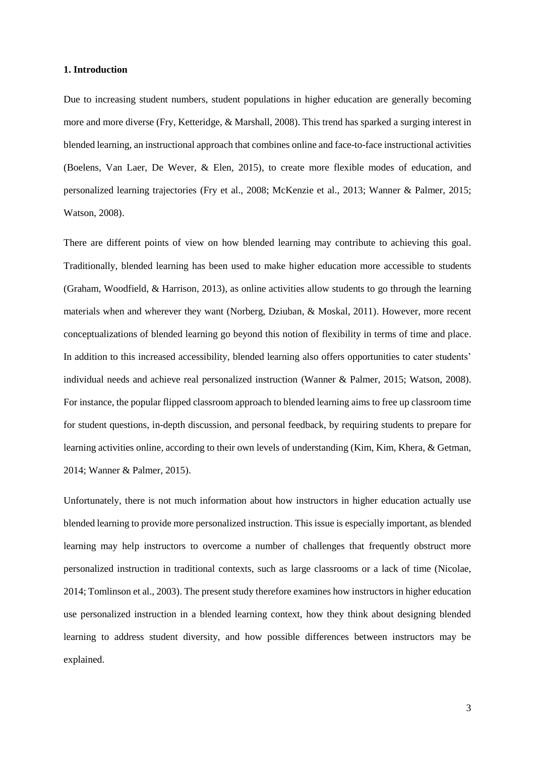## 1. Introduction

Due to increasing student numbers, student populations in higher education are generally becoming more and more diverse (Fry, Ketteridge, & Marshall, 2008). This trend has sparked a surging interest in blended learning, an instructional approach that combines online and face-to-face instructional activities (Boelens, Van Laer, De Wever, & Elen, 2015), to create more flexible modes of education, and personalized learning trajectories (Fry et al., 2008; McKenzie et al., 2013; Wanner & Palmer, 2015; Watson, 2008).

There are different points of view on how blended learning may contribute to achieving this goal. Traditionally, blended learning has been used to make higher education more accessible to students (Graham, Woodfield, & Harrison, 2013), as online activities allow students to go through the learning materials when and wherever they want (Norberg, Dziuban, & Moskal, 2011). However, more recent conceptualizations of blended learning go beyond this notion of flexibility in terms of time and place. In addition to this increased accessibility, blended learning also offers opportunities to cater students' individual needs and achieve real personalized instruction (Wanner & Palmer, 2015; Watson, 2008). For instance, the popular flipped classroom approach to blended learning aims to free up classroom time for student questions, in-depth discussion, and personal feedback, by requiring students to prepare for learning activities online, according to their own levels of understanding (Kim, Kim, Khera, & Getman, 2014; Wanner & Palmer, 2015).

Unfortunately, there is not much information about how instructors in higher education actually use blended learning to provide more personalized instruction. This issue is especially important, as blended learning may help instructors to overcome a number of challenges that frequently obstruct more personalized instruction in traditional contexts, such as large classrooms or a lack of time (Nicolae, 2014; Tomlinson et al., 2003). The present study therefore examines how instructors in higher education use personalized instruction in a blended learning context, how they think about designing blended learning to address student diversity, and how possible differences between instructors may be explained.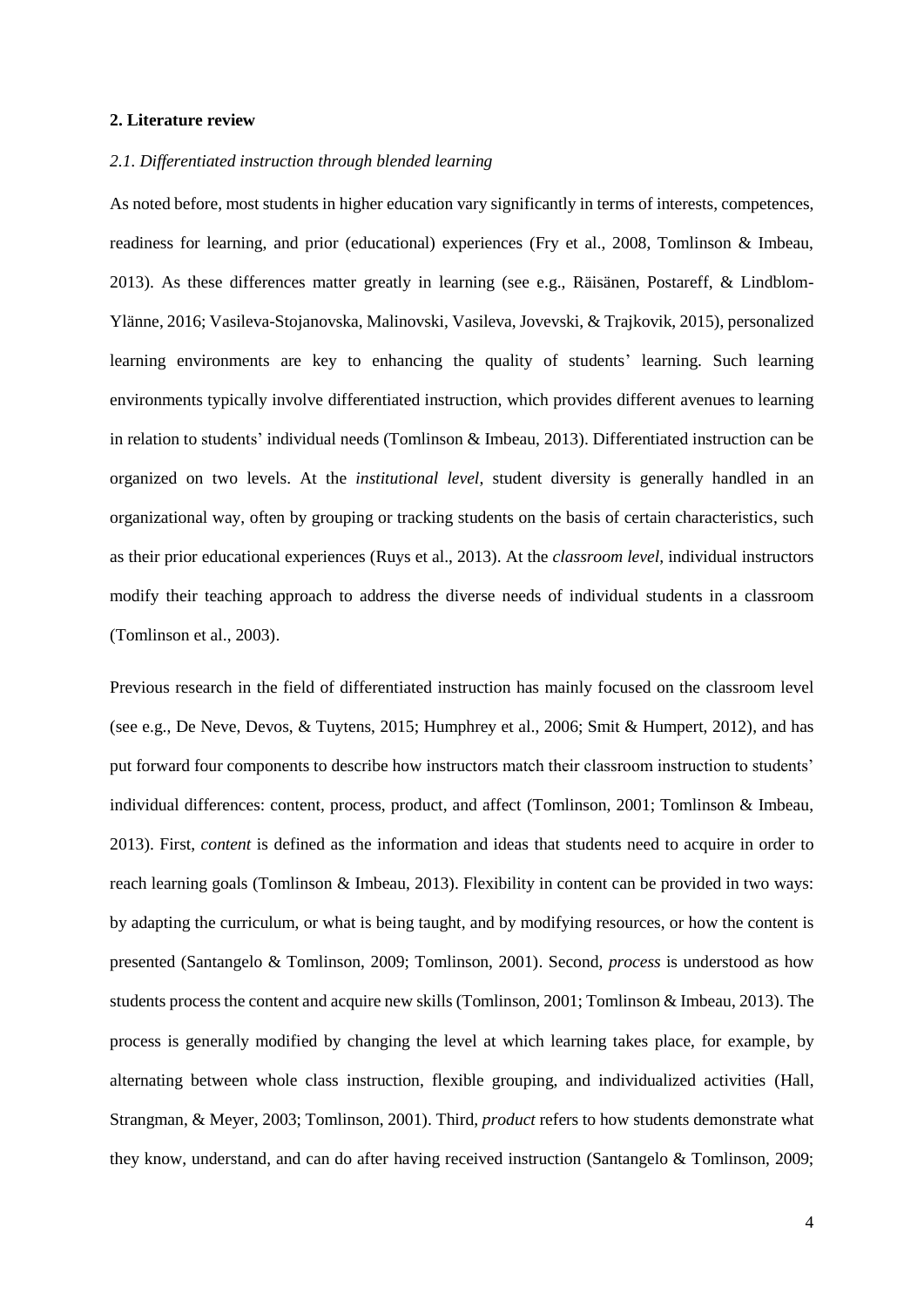## 2. Literature review

### *2.1. Differentiated instruction through blended learning*

As noted before, most students in higher education vary significantly in terms of interests, competences, readiness for learning, and prior (educational) experiences (Fry et al., 2008, Tomlinson & Imbeau, 2013). As these differences matter greatly in learning (see e.g., Räisänen, Postareff, & Lindblom-Ylänne, 2016; Vasileva-Stojanovska, Malinovski, Vasileva, Jovevski, & Trajkovik, 2015), personalized learning environments are key to enhancing the quality of students' learning. Such learning environments typically involve differentiated instruction, which provides different avenues to learning in relation to students' individual needs (Tomlinson & Imbeau, 2013). Differentiated instruction can be organized on two levels. At the *institutional level*, student diversity is generally handled in an organizational way, often by grouping or tracking students on the basis of certain characteristics, such as their prior educational experiences (Ruys et al., 2013). At the *classroom level*, individual instructors modify their teaching approach to address the diverse needs of individual students in a classroom (Tomlinson et al., 2003).

Previous research in the field of differentiated instruction has mainly focused on the classroom level (see e.g., De Neve, Devos, & Tuytens, 2015; Humphrey et al., 2006; Smit & Humpert, 2012), and has put forward four components to describe how instructors match their classroom instruction to students' individual differences: content, process, product, and affect (Tomlinson, 2001; Tomlinson & Imbeau, 2013). First, *content* is defined as the information and ideas that students need to acquire in order to reach learning goals (Tomlinson & Imbeau, 2013). Flexibility in content can be provided in two ways: by adapting the curriculum, or what is being taught, and by modifying resources, or how the content is presented (Santangelo & Tomlinson, 2009; Tomlinson, 2001). Second, *process* is understood as how students process the content and acquire new skills (Tomlinson, 2001; Tomlinson & Imbeau, 2013). The process is generally modified by changing the level at which learning takes place, for example, by alternating between whole class instruction, flexible grouping, and individualized activities (Hall, Strangman, & Meyer, 2003; Tomlinson, 2001). Third, *product* refers to how students demonstrate what they know, understand, and can do after having received instruction (Santangelo & Tomlinson, 2009;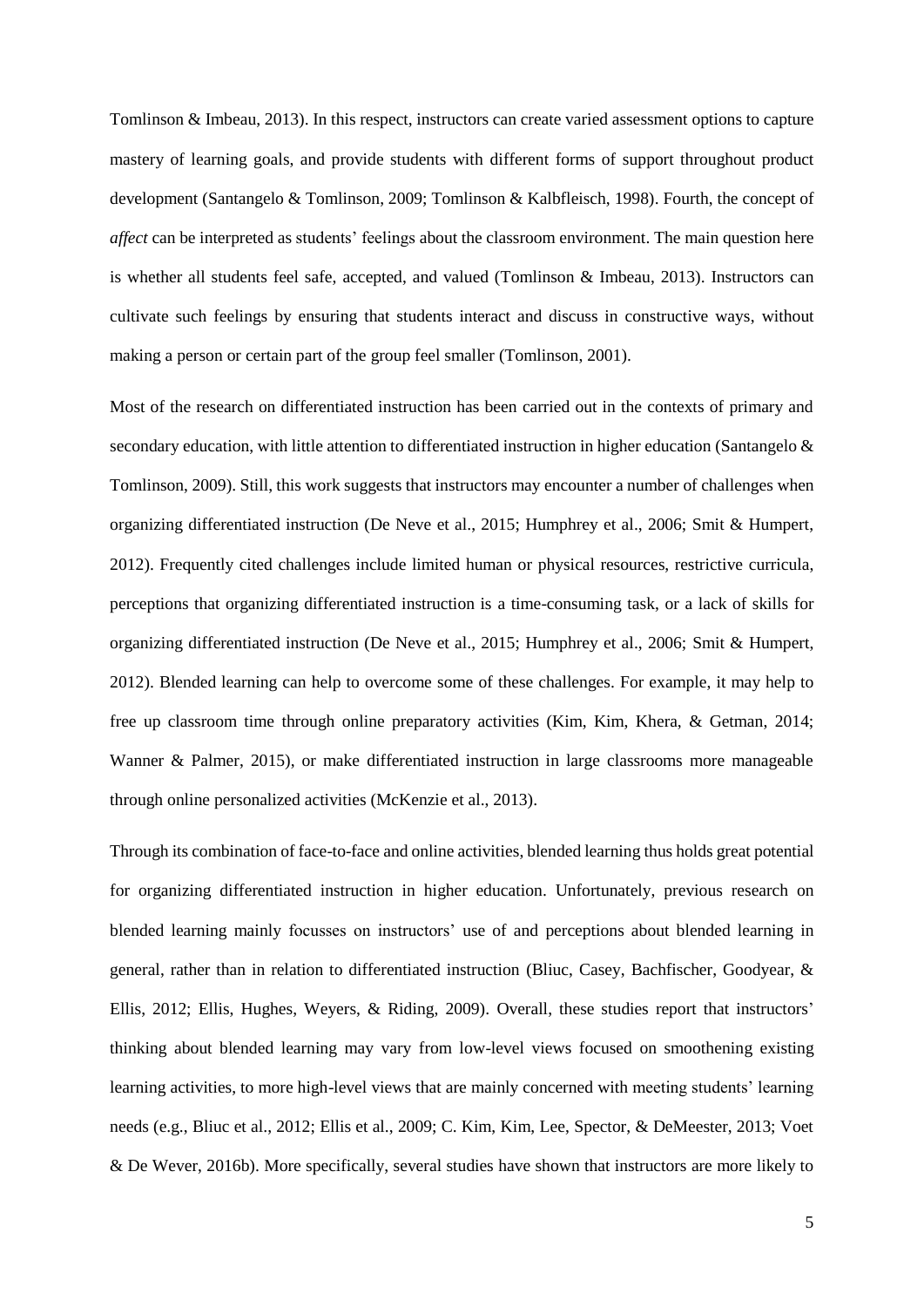Tomlinson & Imbeau, 2013). In this respect, instructors can create varied assessment options to capture mastery of learning goals, and provide students with different forms of support throughout product development (Santangelo & Tomlinson, 2009; Tomlinson & Kalbfleisch, 1998). Fourth, the concept of *affect* can be interpreted as students' feelings about the classroom environment. The main question here is whether all students feel safe, accepted, and valued (Tomlinson & Imbeau, 2013). Instructors can cultivate such feelings by ensuring that students interact and discuss in constructive ways, without making a person or certain part of the group feel smaller (Tomlinson, 2001).

Most of the research on differentiated instruction has been carried out in the contexts of primary and secondary education, with little attention to differentiated instruction in higher education (Santangelo & Tomlinson, 2009). Still, this work suggests that instructors may encounter a number of challenges when organizing differentiated instruction (De Neve et al., 2015; Humphrey et al., 2006; Smit & Humpert, 2012). Frequently cited challenges include limited human or physical resources, restrictive curricula, perceptions that organizing differentiated instruction is a time-consuming task, or a lack of skills for organizing differentiated instruction (De Neve et al., 2015; Humphrey et al., 2006; Smit & Humpert, 2012). Blended learning can help to overcome some of these challenges. For example, it may help to free up classroom time through online preparatory activities (Kim, Kim, Khera, & Getman, 2014; Wanner & Palmer, 2015), or make differentiated instruction in large classrooms more manageable through online personalized activities (McKenzie et al., 2013).

Through its combination of face-to-face and online activities, blended learning thus holds great potential for organizing differentiated instruction in higher education. Unfortunately, previous research on blended learning mainly focusses on instructors' use of and perceptions about blended learning in general, rather than in relation to differentiated instruction (Bliuc, Casey, Bachfischer, Goodyear, & Ellis, 2012; Ellis, Hughes, Weyers, & Riding, 2009). Overall, these studies report that instructors' thinking about blended learning may vary from low-level views focused on smoothening existing learning activities, to more high-level views that are mainly concerned with meeting students' learning needs (e.g., Bliuc et al., 2012; Ellis et al., 2009; C. Kim, Kim, Lee, Spector, & DeMeester, 2013; Voet & De Wever, 2016b). More specifically, several studies have shown that instructors are more likely to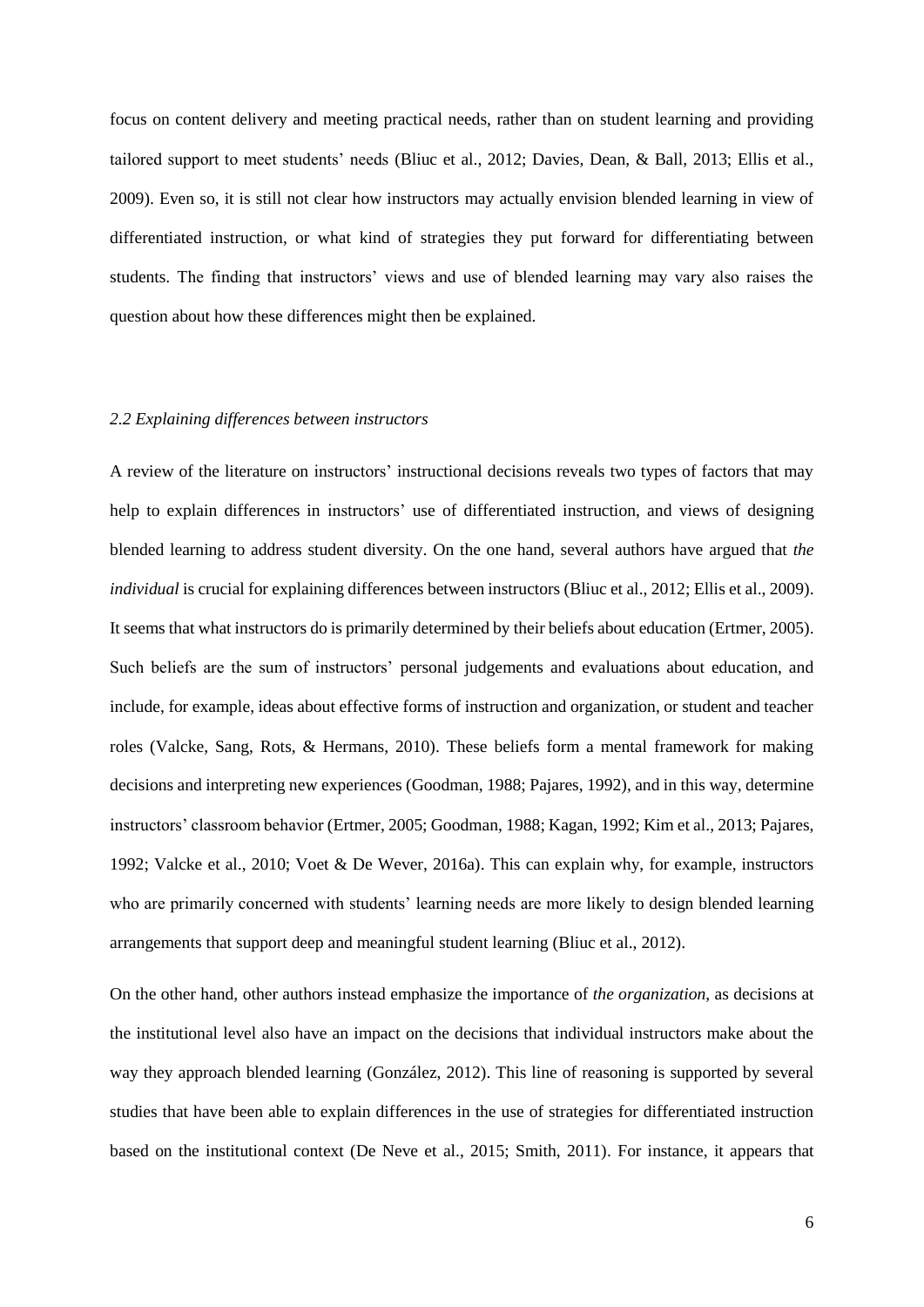focus on content delivery and meeting practical needs, rather than on student learning and providing tailored support to meet students' needs (Bliuc et al., 2012; Davies, Dean, & Ball, 2013; Ellis et al., 2009). Even so, it is still not clear how instructors may actually envision blended learning in view of differentiated instruction, or what kind of strategies they put forward for differentiating between students. The finding that instructors' views and use of blended learning may vary also raises the question about how these differences might then be explained.

### *2.2 Explaining differences between instructors*

A review of the literature on instructors' instructional decisions reveals two types of factors that may help to explain differences in instructors' use of differentiated instruction, and views of designing blended learning to address student diversity. On the one hand, several authors have argued that *the individual* is crucial for explaining differences between instructors (Bliuc et al., 2012; Ellis et al., 2009). It seems that what instructors do is primarily determined by their beliefs about education (Ertmer, 2005). Such beliefs are the sum of instructors' personal judgements and evaluations about education, and include, for example, ideas about effective forms of instruction and organization, or student and teacher roles (Valcke, Sang, Rots, & Hermans, 2010). These beliefs form a mental framework for making decisions and interpreting new experiences (Goodman, 1988; Pajares, 1992), and in this way, determine instructors' classroom behavior (Ertmer, 2005; Goodman, 1988; Kagan, 1992; Kim et al., 2013; Pajares, 1992; Valcke et al., 2010; Voet & De Wever, 2016a). This can explain why, for example, instructors who are primarily concerned with students' learning needs are more likely to design blended learning arrangements that support deep and meaningful student learning (Bliuc et al., 2012).

On the other hand, other authors instead emphasize the importance of *the organization*, as decisions at the institutional level also have an impact on the decisions that individual instructors make about the way they approach blended learning (González, 2012). This line of reasoning is supported by several studies that have been able to explain differences in the use of strategies for differentiated instruction based on the institutional context (De Neve et al., 2015; Smith, 2011). For instance, it appears that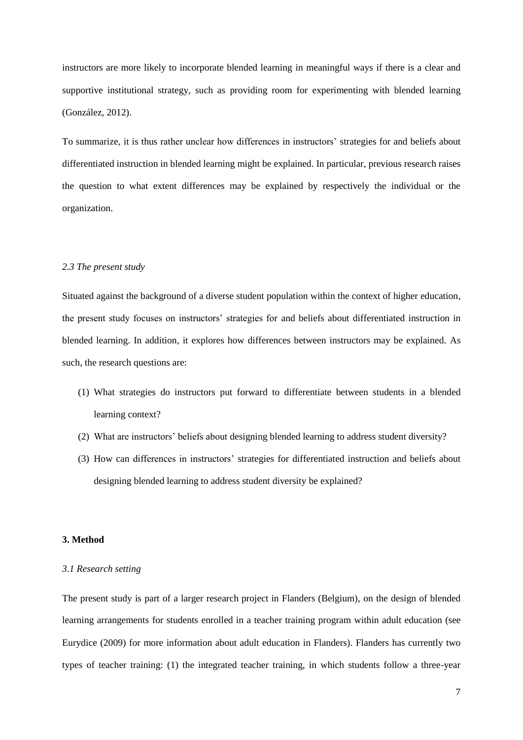instructors are more likely to incorporate blended learning in meaningful ways if there is a clear and supportive institutional strategy, such as providing room for experimenting with blended learning (González, 2012).

To summarize, it is thus rather unclear how differences in instructors' strategies for and beliefs about differentiated instruction in blended learning might be explained. In particular, previous research raises the question to what extent differences may be explained by respectively the individual or the organization.

### *2.3 The present study*

Situated against the background of a diverse student population within the context of higher education, the present study focuses on instructors' strategies for and beliefs about differentiated instruction in blended learning. In addition, it explores how differences between instructors may be explained. As such, the research questions are:

(1) What strategies do instructors put forward to differentiate between students in a blended learning context?

(2) What are instructors' beliefs about designing blended learning to address student diversity?

(3) How can differences in instructors' strategies for differentiated instruction and beliefs about designing blended learning to address student diversity be explained?

## **3. Method**

### *3.1 Research setting*

The present study is part of a larger research project in Flanders (Belgium), on the design of blended learning arrangements for students enrolled in a teacher training program within adult education (see Eurydice (2009) for more information about adult education in Flanders). Flanders has currently two types of teacher training: (1) the integrated teacher training, in which students follow a three-year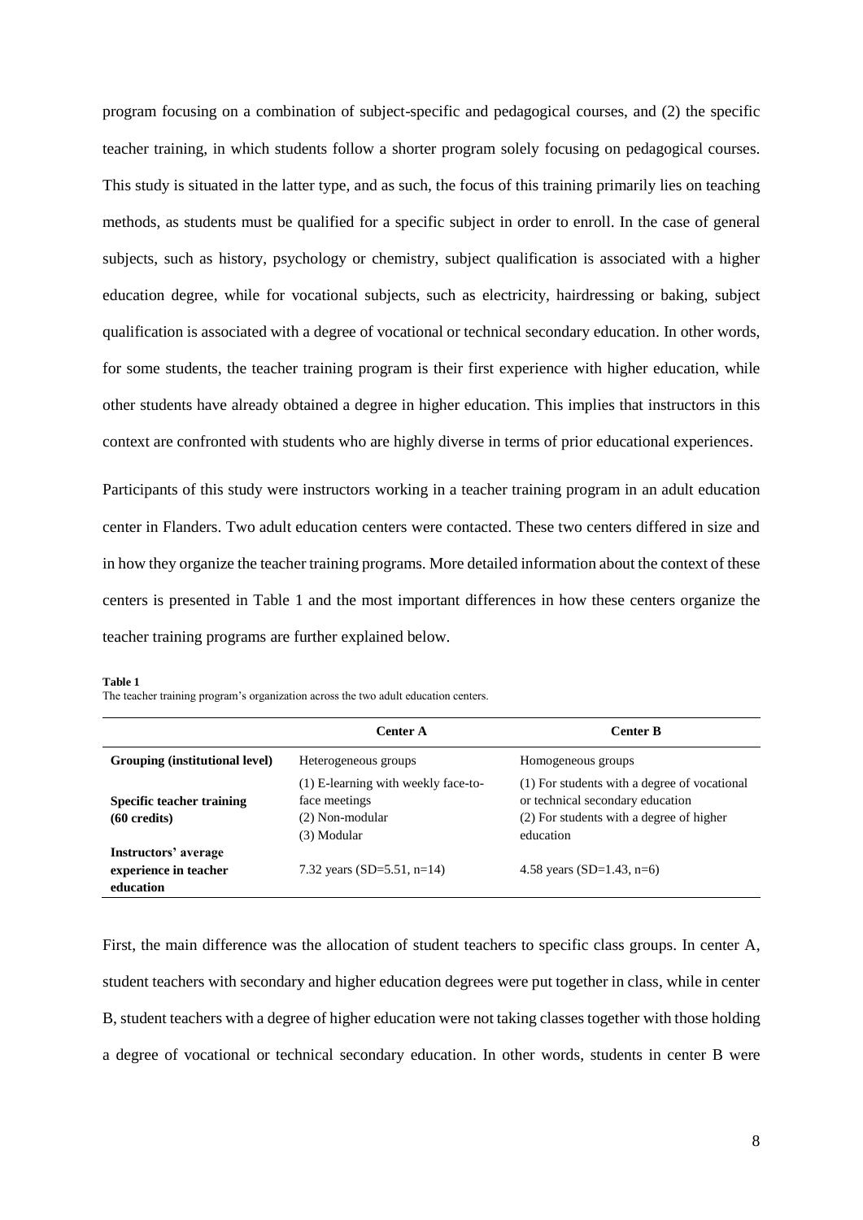program focusing on a combination of subject-specific and pedagogical courses, and (2) the specific teacher training, in which students follow a shorter program solely focusing on pedagogical courses. This study is situated in the latter type, and as such, the focus of this training primarily lies on teaching methods, as students must be qualified for a specific subject in order to enroll. In the case of general subjects, such as history, psychology or chemistry, subject qualification is associated with a higher education degree, while for vocational subjects, such as electricity, hairdressing or baking, subject qualification is associated with a degree of vocational or technical secondary education. In other words, for some students, the teacher training program is their first experience with higher education, while other students have already obtained a degree in higher education. This implies that instructors in this context are confronted with students who are highly diverse in terms of prior educational experiences.

Participants of this study were instructors working in a teacher training program in an adult education center in Flanders. Two adult education centers were contacted. These two centers differed in size and in how they organize the teacher training programs. More detailed information about the context of these centers is presented in Table 1 and the most important differences in how these centers organize the teacher training programs are further explained below.

**Table 1**
The teacher training program's organization across the two adult education centers.

| | **Center A** | **Center B** |
|---|---|---|
| **Grouping (institutional level)** | Heterogeneous groups | Homogeneous groups |
| **Specific teacher training (60 credits)** | (1) E-learning with weekly face-to-face meetings<br>(2) Non-modular<br>(3) Modular | (1) For students with a degree of vocational or technical secondary education<br>(2) For students with a degree of higher education |
| **Instructors' average experience in teacher education** | 7.32 years (SD=5.51, n=14) | 4.58 years (SD=1.43, n=6) |

First, the main difference was the allocation of student teachers to specific class groups. In center A, student teachers with secondary and higher education degrees were put together in class, while in center B, student teachers with a degree of higher education were not taking classes together with those holding a degree of vocational or technical secondary education. In other words, students in center B were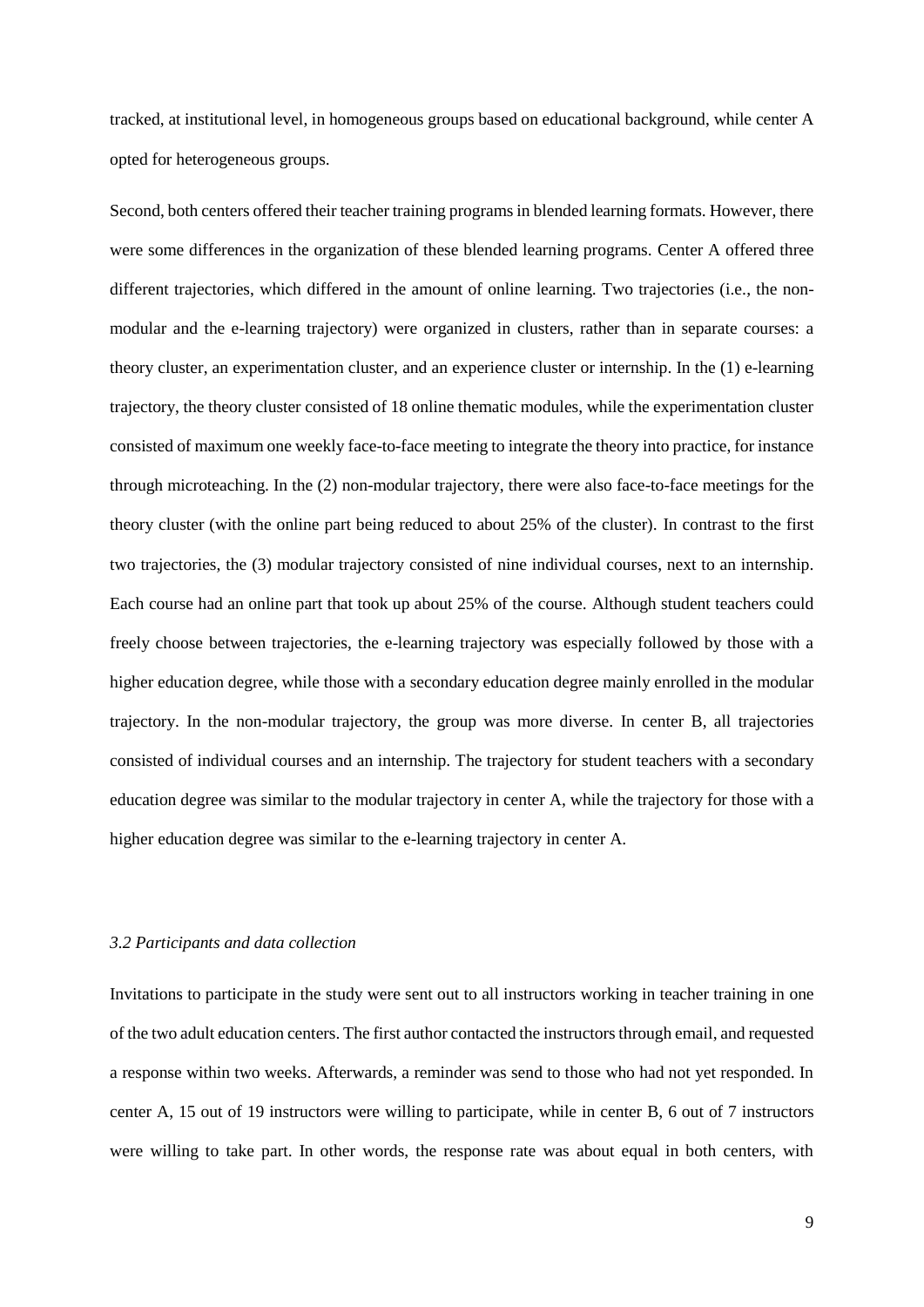tracked, at institutional level, in homogeneous groups based on educational background, while center A opted for heterogeneous groups.

Second, both centers offered their teacher training programs in blended learning formats. However, there were some differences in the organization of these blended learning programs. Center A offered three different trajectories, which differed in the amount of online learning. Two trajectories (i.e., the non-modular and the e-learning trajectory) were organized in clusters, rather than in separate courses: a theory cluster, an experimentation cluster, and an experience cluster or internship. In the (1) e-learning trajectory, the theory cluster consisted of 18 online thematic modules, while the experimentation cluster consisted of maximum one weekly face-to-face meeting to integrate the theory into practice, for instance through microteaching. In the (2) non-modular trajectory, there were also face-to-face meetings for the theory cluster (with the online part being reduced to about 25% of the cluster). In contrast to the first two trajectories, the (3) modular trajectory consisted of nine individual courses, next to an internship. Each course had an online part that took up about 25% of the course. Although student teachers could freely choose between trajectories, the e-learning trajectory was especially followed by those with a higher education degree, while those with a secondary education degree mainly enrolled in the modular trajectory. In the non-modular trajectory, the group was more diverse. In center B, all trajectories consisted of individual courses and an internship. The trajectory for student teachers with a secondary education degree was similar to the modular trajectory in center A, while the trajectory for those with a higher education degree was similar to the e-learning trajectory in center A.

### *3.2 Participants and data collection*

Invitations to participate in the study were sent out to all instructors working in teacher training in one of the two adult education centers. The first author contacted the instructors through email, and requested a response within two weeks. Afterwards, a reminder was send to those who had not yet responded. In center A, 15 out of 19 instructors were willing to participate, while in center B, 6 out of 7 instructors were willing to take part. In other words, the response rate was about equal in both centers, with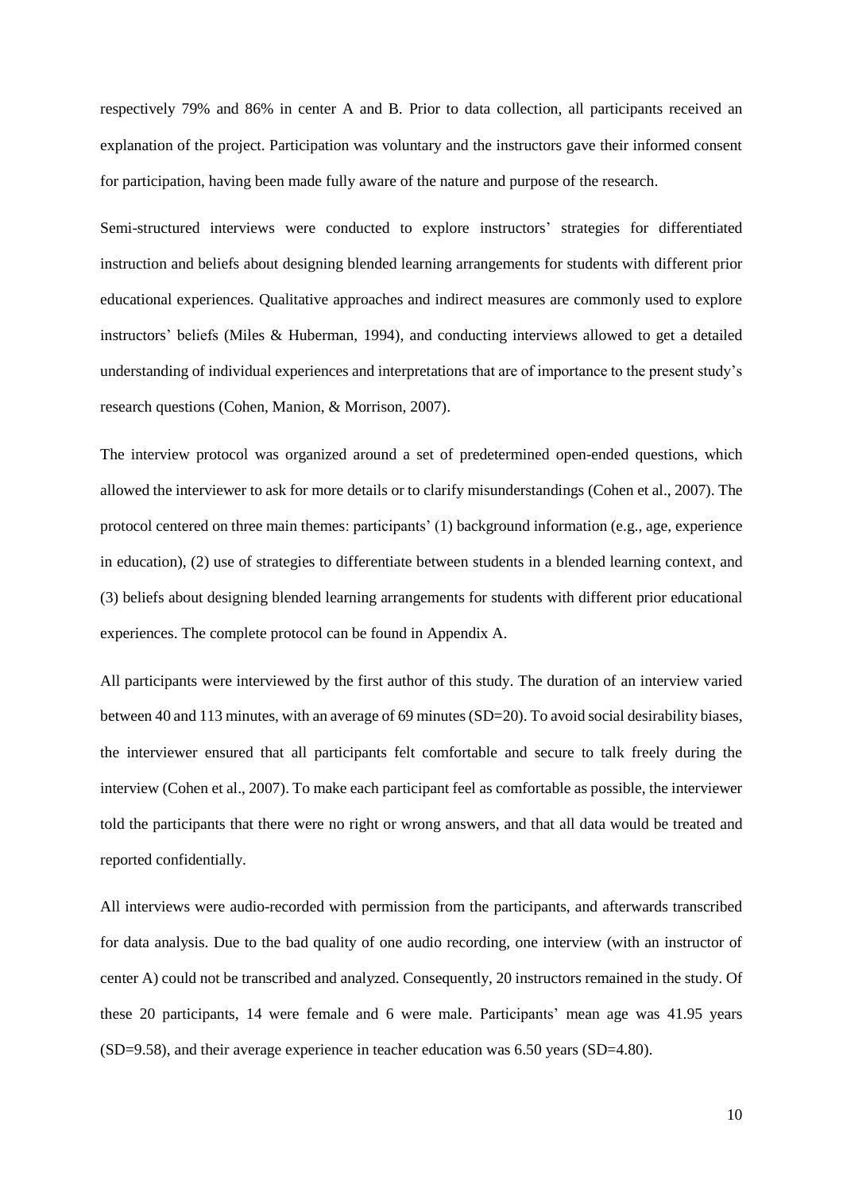respectively 79% and 86% in center A and B. Prior to data collection, all participants received an explanation of the project. Participation was voluntary and the instructors gave their informed consent for participation, having been made fully aware of the nature and purpose of the research.

Semi-structured interviews were conducted to explore instructors' strategies for differentiated instruction and beliefs about designing blended learning arrangements for students with different prior educational experiences. Qualitative approaches and indirect measures are commonly used to explore instructors' beliefs (Miles & Huberman, 1994), and conducting interviews allowed to get a detailed understanding of individual experiences and interpretations that are of importance to the present study's research questions (Cohen, Manion, & Morrison, 2007).

The interview protocol was organized around a set of predetermined open-ended questions, which allowed the interviewer to ask for more details or to clarify misunderstandings (Cohen et al., 2007). The protocol centered on three main themes: participants' (1) background information (e.g., age, experience in education), (2) use of strategies to differentiate between students in a blended learning context, and (3) beliefs about designing blended learning arrangements for students with different prior educational experiences. The complete protocol can be found in Appendix A.

All participants were interviewed by the first author of this study. The duration of an interview varied between 40 and 113 minutes, with an average of 69 minutes (SD=20). To avoid social desirability biases, the interviewer ensured that all participants felt comfortable and secure to talk freely during the interview (Cohen et al., 2007). To make each participant feel as comfortable as possible, the interviewer told the participants that there were no right or wrong answers, and that all data would be treated and reported confidentially.

All interviews were audio-recorded with permission from the participants, and afterwards transcribed for data analysis. Due to the bad quality of one audio recording, one interview (with an instructor of center A) could not be transcribed and analyzed. Consequently, 20 instructors remained in the study. Of these 20 participants, 14 were female and 6 were male. Participants' mean age was 41.95 years (SD=9.58), and their average experience in teacher education was 6.50 years (SD=4.80).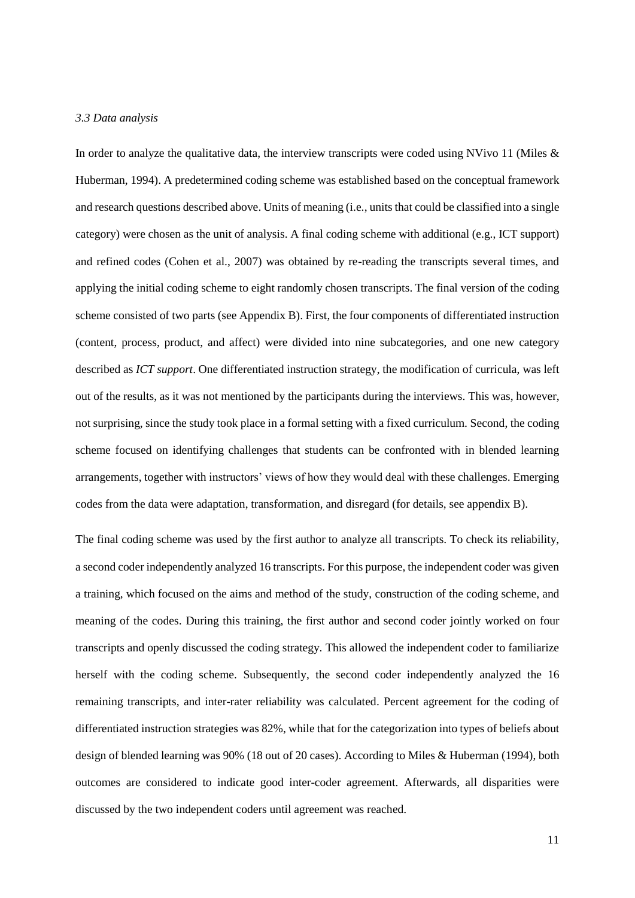### *3.3 Data analysis*

In order to analyze the qualitative data, the interview transcripts were coded using NVivo 11 (Miles & Huberman, 1994). A predetermined coding scheme was established based on the conceptual framework and research questions described above. Units of meaning (i.e., units that could be classified into a single category) were chosen as the unit of analysis. A final coding scheme with additional (e.g., ICT support) and refined codes (Cohen et al., 2007) was obtained by re-reading the transcripts several times, and applying the initial coding scheme to eight randomly chosen transcripts. The final version of the coding scheme consisted of two parts (see Appendix B). First, the four components of differentiated instruction (content, process, product, and affect) were divided into nine subcategories, and one new category described as *ICT support*. One differentiated instruction strategy, the modification of curricula, was left out of the results, as it was not mentioned by the participants during the interviews. This was, however, not surprising, since the study took place in a formal setting with a fixed curriculum. Second, the coding scheme focused on identifying challenges that students can be confronted with in blended learning arrangements, together with instructors' views of how they would deal with these challenges. Emerging codes from the data were adaptation, transformation, and disregard (for details, see appendix B).

The final coding scheme was used by the first author to analyze all transcripts. To check its reliability, a second coder independently analyzed 16 transcripts. For this purpose, the independent coder was given a training, which focused on the aims and method of the study, construction of the coding scheme, and meaning of the codes. During this training, the first author and second coder jointly worked on four transcripts and openly discussed the coding strategy. This allowed the independent coder to familiarize herself with the coding scheme. Subsequently, the second coder independently analyzed the 16 remaining transcripts, and inter-rater reliability was calculated. Percent agreement for the coding of differentiated instruction strategies was 82%, while that for the categorization into types of beliefs about design of blended learning was 90% (18 out of 20 cases). According to Miles & Huberman (1994), both outcomes are considered to indicate good inter-coder agreement. Afterwards, all disparities were discussed by the two independent coders until agreement was reached.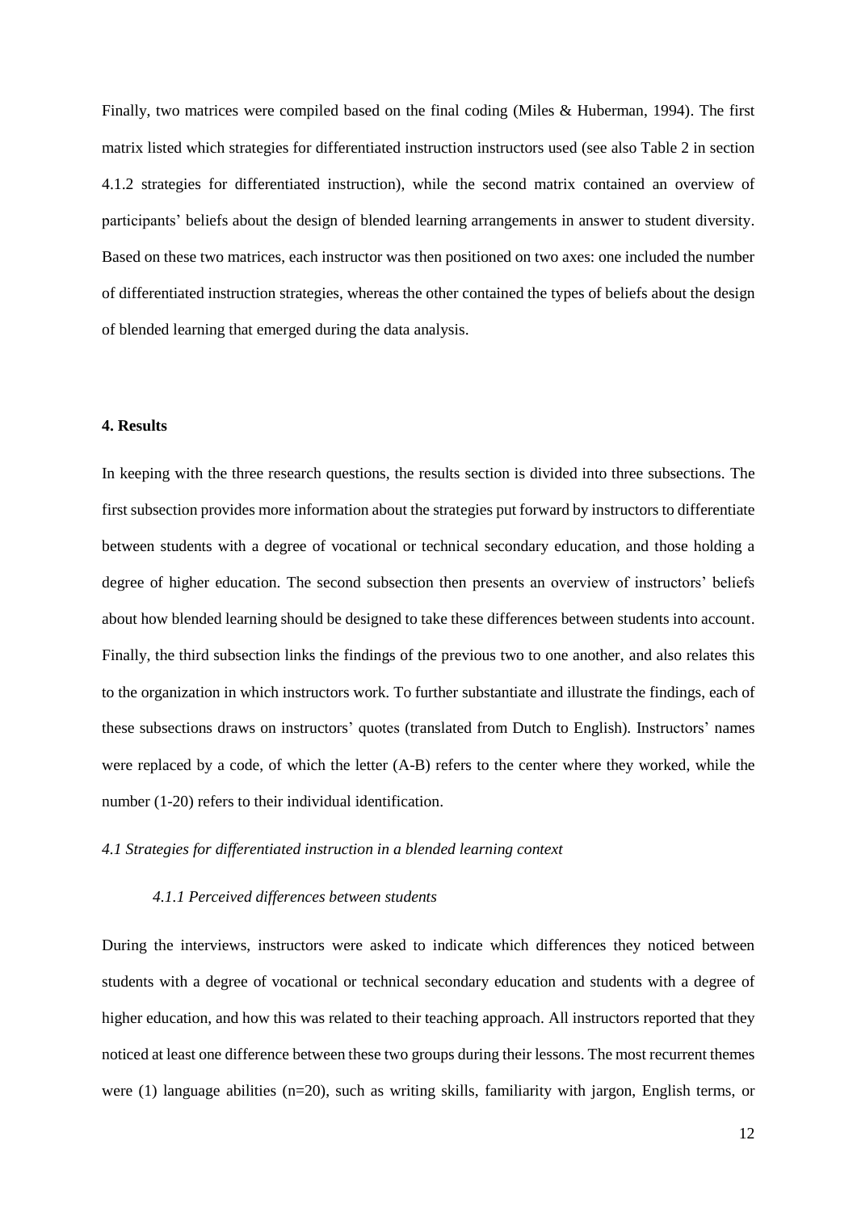Finally, two matrices were compiled based on the final coding (Miles & Huberman, 1994). The first matrix listed which strategies for differentiated instruction instructors used (see also Table 2 in section 4.1.2 strategies for differentiated instruction), while the second matrix contained an overview of participants' beliefs about the design of blended learning arrangements in answer to student diversity. Based on these two matrices, each instructor was then positioned on two axes: one included the number of differentiated instruction strategies, whereas the other contained the types of beliefs about the design of blended learning that emerged during the data analysis.

## 4. Results

In keeping with the three research questions, the results section is divided into three subsections. The first subsection provides more information about the strategies put forward by instructors to differentiate between students with a degree of vocational or technical secondary education, and those holding a degree of higher education. The second subsection then presents an overview of instructors' beliefs about how blended learning should be designed to take these differences between students into account. Finally, the third subsection links the findings of the previous two to one another, and also relates this to the organization in which instructors work. To further substantiate and illustrate the findings, each of these subsections draws on instructors' quotes (translated from Dutch to English). Instructors' names were replaced by a code, of which the letter (A-B) refers to the center where they worked, while the number (1-20) refers to their individual identification.

### *4.1 Strategies for differentiated instruction in a blended learning context*

#### *4.1.1 Perceived differences between students*

During the interviews, instructors were asked to indicate which differences they noticed between students with a degree of vocational or technical secondary education and students with a degree of higher education, and how this was related to their teaching approach. All instructors reported that they noticed at least one difference between these two groups during their lessons. The most recurrent themes were (1) language abilities (n=20), such as writing skills, familiarity with jargon, English terms, or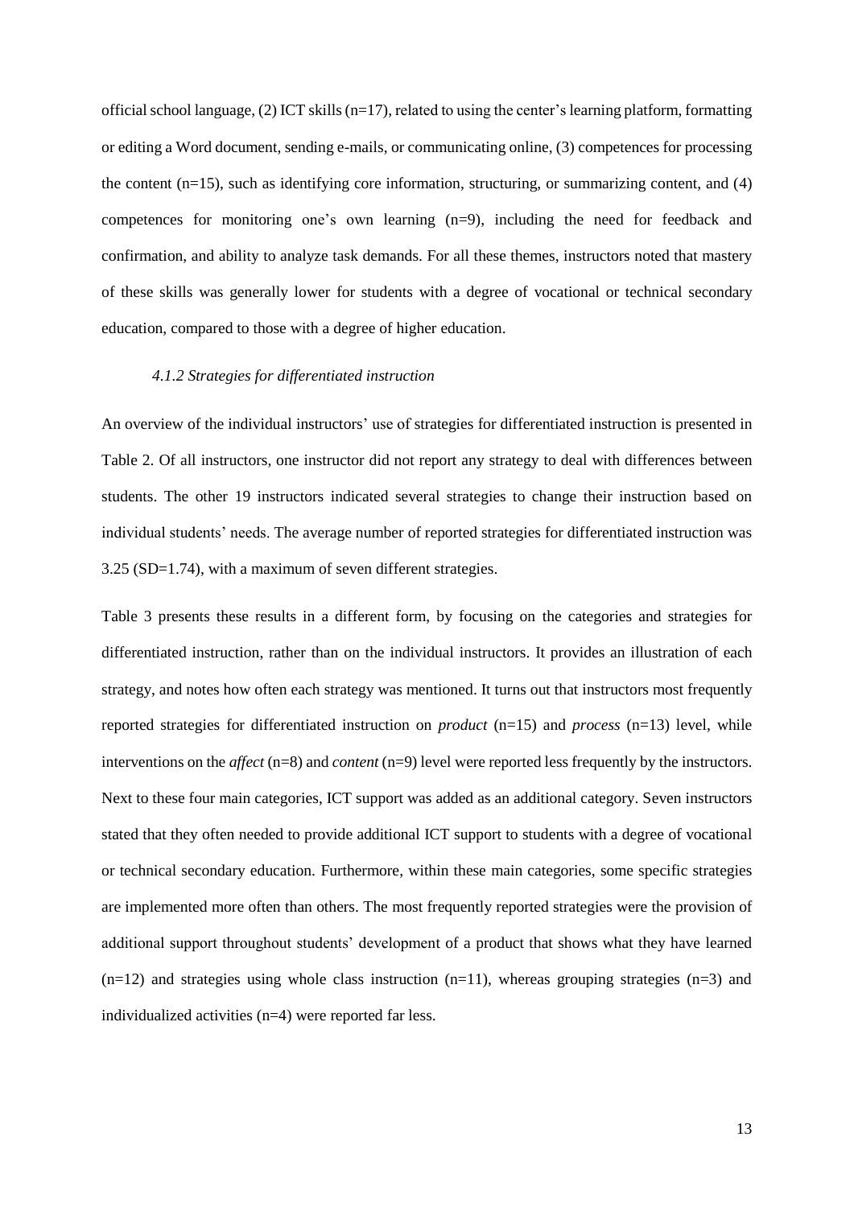official school language, (2) ICT skills (n=17), related to using the center's learning platform, formatting or editing a Word document, sending e-mails, or communicating online, (3) competences for processing the content (n=15), such as identifying core information, structuring, or summarizing content, and (4) competences for monitoring one's own learning (n=9), including the need for feedback and confirmation, and ability to analyze task demands. For all these themes, instructors noted that mastery of these skills was generally lower for students with a degree of vocational or technical secondary education, compared to those with a degree of higher education.

#### *4.1.2 Strategies for differentiated instruction*

An overview of the individual instructors' use of strategies for differentiated instruction is presented in Table 2. Of all instructors, one instructor did not report any strategy to deal with differences between students. The other 19 instructors indicated several strategies to change their instruction based on individual students' needs. The average number of reported strategies for differentiated instruction was 3.25 (SD=1.74), with a maximum of seven different strategies.

Table 3 presents these results in a different form, by focusing on the categories and strategies for differentiated instruction, rather than on the individual instructors. It provides an illustration of each strategy, and notes how often each strategy was mentioned. It turns out that instructors most frequently reported strategies for differentiated instruction on *product* (n=15) and *process* (n=13) level, while interventions on the *affect* (n=8) and *content* (n=9) level were reported less frequently by the instructors. Next to these four main categories, ICT support was added as an additional category. Seven instructors stated that they often needed to provide additional ICT support to students with a degree of vocational or technical secondary education. Furthermore, within these main categories, some specific strategies are implemented more often than others. The most frequently reported strategies were the provision of additional support throughout students' development of a product that shows what they have learned (n=12) and strategies using whole class instruction (n=11), whereas grouping strategies (n=3) and individualized activities (n=4) were reported far less.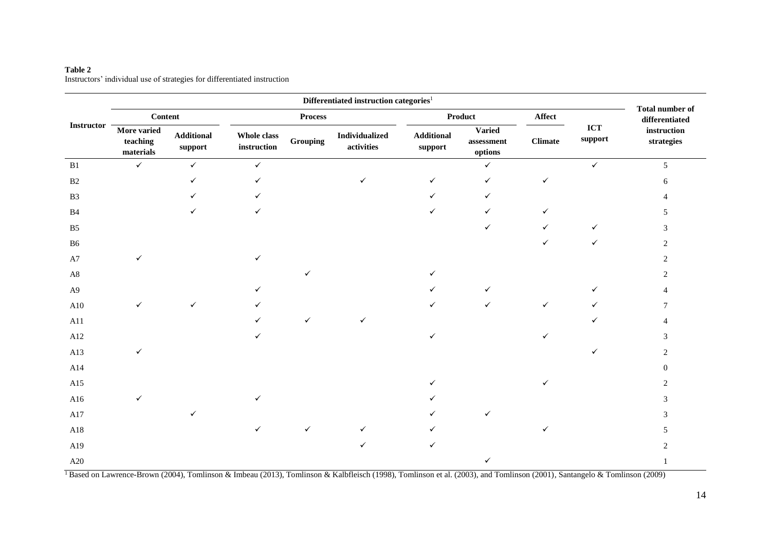**Table 2**
Instructors' individual use of strategies for differentiated instruction

| Instructor | Differentiated instruction categories[1] | | | | | | | | | Total number of differentiated instruction strategies |
|---|---|---|---|---|---|---|---|---|---|---|
| | Content | | Process | | | Product | | Affect | | |
| | More varied teaching materials | Additional support | Whole class instruction | Grouping | Individualized activities | Additional support | Varied assessment options | Climate | ICT support | |
| B1 | ✓ | ✓ | ✓ | | | | ✓ | | ✓ | 5 |
| B2 | | ✓ | ✓ | | ✓ | ✓ | ✓ | ✓ | | 6 |
| B3 | | ✓ | ✓ | | | ✓ | ✓ | | | 4 |
| B4 | | ✓ | ✓ | | | ✓ | ✓ | ✓ | | 5 |
| B5 | | | | | | | ✓ | ✓ | ✓ | 3 |
| B6 | | | | | | | | ✓ | ✓ | 2 |
| A7 | ✓ | | ✓ | | | | | | | 2 |
| A8 | | | | ✓ | | ✓ | | | | 2 |
| A9 | | | ✓ | | | ✓ | ✓ | | ✓ | 4 |
| A10 | ✓ | ✓ | ✓ | | | ✓ | ✓ | ✓ | ✓ | 7 |
| A11 | | | ✓ | ✓ | ✓ | | | | ✓ | 4 |
| A12 | | | ✓ | | | ✓ | | ✓ | | 3 |
| A13 | ✓ | | | | | | | | ✓ | 2 |
| A14 | | | | | | | | | | 0 |
| A15 | | | | | | ✓ | | ✓ | | 2 |
| A16 | ✓ | | ✓ | | | ✓ | | | | 3 |
| A17 | | ✓ | | | | ✓ | ✓ | | | 3 |
| A18 | | | ✓ | ✓ | ✓ | ✓ | | ✓ | | 5 |
| A19 | | | | | ✓ | ✓ | | | | 2 |
| A20 | | | | | | | ✓ | | | 1 |

[1] Based on Lawrence-Brown (2004), Tomlinson & Imbeau (2013), Tomlinson & Kalbfleisch (1998), Tomlinson et al. (2003), and Tomlinson (2001), Santangelo & Tomlinson (2009)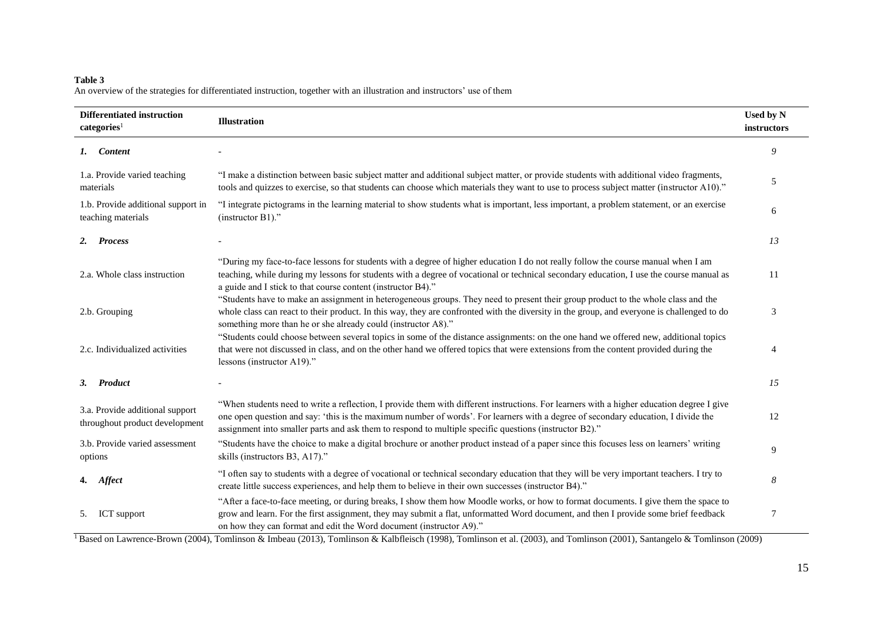**Table 3**
An overview of the strategies for differentiated instruction, together with an illustration and instructors' use of them

| Differentiated instruction categories[1] | Illustration | Used by N instructors |
|---|---|---|
| ***1. Content*** | - | *9* |
| 1.a. Provide varied teaching materials | "I make a distinction between basic subject matter and additional subject matter, or provide students with additional video fragments, tools and quizzes to exercise, so that students can choose which materials they want to use to process subject matter (instructor A10)." | 5 |
| 1.b. Provide additional support in teaching materials | "I integrate pictograms in the learning material to show students what is important, less important, a problem statement, or an exercise (instructor B1)." | 6 |
| ***2. Process*** | - | *13* |
| 2.a. Whole class instruction | "During my face-to-face lessons for students with a degree of higher education I do not really follow the course manual when I am teaching, while during my lessons for students with a degree of vocational or technical secondary education, I use the course manual as a guide and I stick to that course content (instructor B4)." | 11 |
| 2.b. Grouping | "Students have to make an assignment in heterogeneous groups. They need to present their group product to the whole class and the whole class can react to their product. In this way, they are confronted with the diversity in the group, and everyone is challenged to do something more than he or she already could (instructor A8)." | 3 |
| 2.c. Individualized activities | "Students could choose between several topics in some of the distance assignments: on the one hand we offered new, additional topics that were not discussed in class, and on the other hand we offered topics that were extensions from the content provided during the lessons (instructor A19)." | 4 |
| ***3. Product*** | - | *15* |
| 3.a. Provide additional support throughout product development | "When students need to write a reflection, I provide them with different instructions. For learners with a higher education degree I give one open question and say: 'this is the maximum number of words'. For learners with a degree of secondary education, I divide the assignment into smaller parts and ask them to respond to multiple specific questions (instructor B2)." | 12 |
| 3.b. Provide varied assessment options | "Students have the choice to make a digital brochure or another product instead of a paper since this focuses less on learners' writing skills (instructors B3, A17)." | 9 |
| ***4. Affect*** | "I often say to students with a degree of vocational or technical secondary education that they will be very important teachers. I try to create little success experiences, and help them to believe in their own successes (instructor B4)." | *8* |
| 5. ICT support | "After a face-to-face meeting, or during breaks, I show them how Moodle works, or how to format documents. I give them the space to grow and learn. For the first assignment, they may submit a flat, unformatted Word document, and then I provide some brief feedback on how they can format and edit the Word document (instructor A9)." | 7 |

[1] Based on Lawrence-Brown (2004), Tomlinson & Imbeau (2013), Tomlinson & Kalbfleisch (1998), Tomlinson et al. (2003), and Tomlinson (2001), Santangelo & Tomlinson (2009)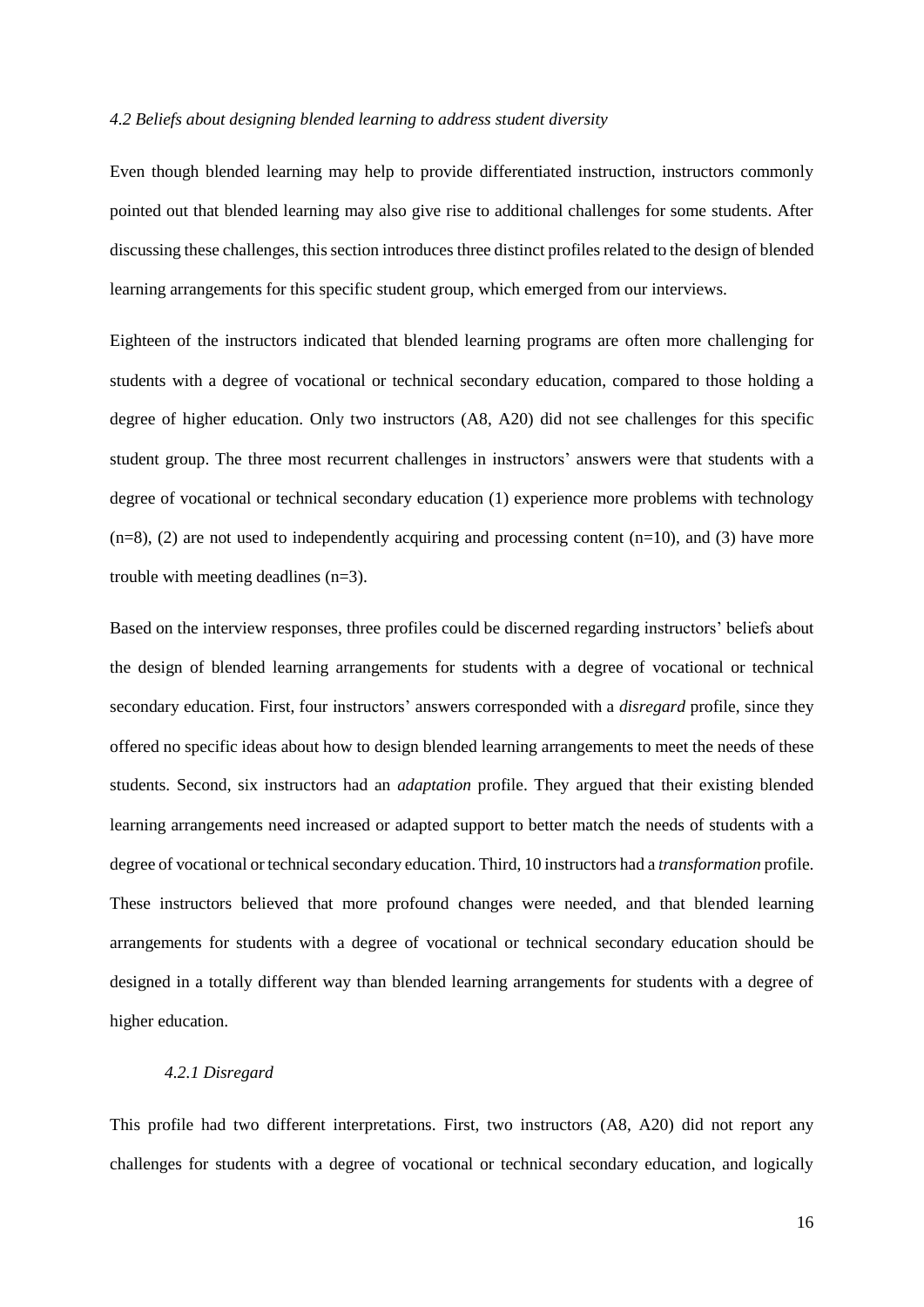### *4.2 Beliefs about designing blended learning to address student diversity*

Even though blended learning may help to provide differentiated instruction, instructors commonly pointed out that blended learning may also give rise to additional challenges for some students. After discussing these challenges, this section introduces three distinct profiles related to the design of blended learning arrangements for this specific student group, which emerged from our interviews.

Eighteen of the instructors indicated that blended learning programs are often more challenging for students with a degree of vocational or technical secondary education, compared to those holding a degree of higher education. Only two instructors (A8, A20) did not see challenges for this specific student group. The three most recurrent challenges in instructors' answers were that students with a degree of vocational or technical secondary education (1) experience more problems with technology (n=8), (2) are not used to independently acquiring and processing content (n=10), and (3) have more trouble with meeting deadlines (n=3).

Based on the interview responses, three profiles could be discerned regarding instructors' beliefs about the design of blended learning arrangements for students with a degree of vocational or technical secondary education. First, four instructors' answers corresponded with a *disregard* profile, since they offered no specific ideas about how to design blended learning arrangements to meet the needs of these students. Second, six instructors had an *adaptation* profile. They argued that their existing blended learning arrangements need increased or adapted support to better match the needs of students with a degree of vocational or technical secondary education. Third, 10 instructors had a *transformation* profile. These instructors believed that more profound changes were needed, and that blended learning arrangements for students with a degree of vocational or technical secondary education should be designed in a totally different way than blended learning arrangements for students with a degree of higher education.

#### *4.2.1 Disregard*

This profile had two different interpretations. First, two instructors (A8, A20) did not report any challenges for students with a degree of vocational or technical secondary education, and logically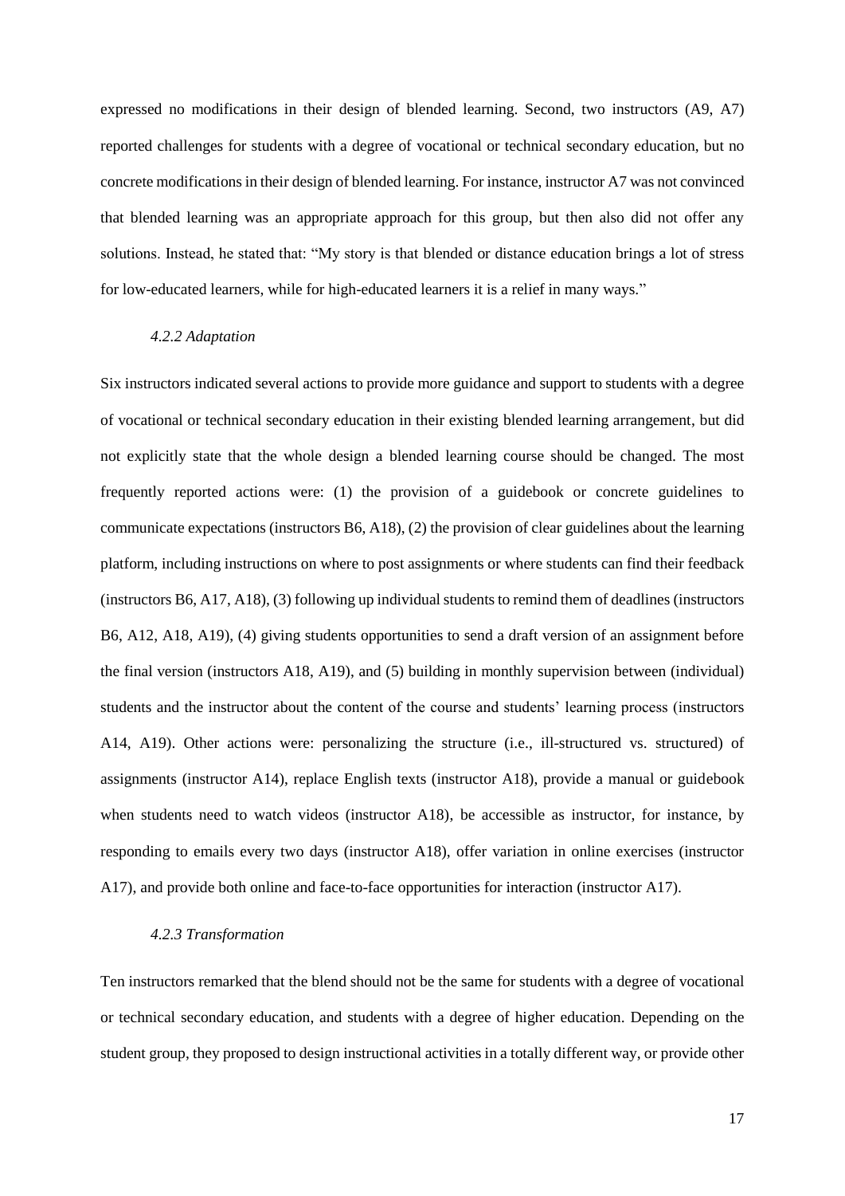expressed no modifications in their design of blended learning. Second, two instructors (A9, A7) reported challenges for students with a degree of vocational or technical secondary education, but no concrete modifications in their design of blended learning. For instance, instructor A7 was not convinced that blended learning was an appropriate approach for this group, but then also did not offer any solutions. Instead, he stated that: "My story is that blended or distance education brings a lot of stress for low-educated learners, while for high-educated learners it is a relief in many ways."

#### *4.2.2 Adaptation*

Six instructors indicated several actions to provide more guidance and support to students with a degree of vocational or technical secondary education in their existing blended learning arrangement, but did not explicitly state that the whole design a blended learning course should be changed. The most frequently reported actions were: (1) the provision of a guidebook or concrete guidelines to communicate expectations (instructors B6, A18), (2) the provision of clear guidelines about the learning platform, including instructions on where to post assignments or where students can find their feedback (instructors B6, A17, A18), (3) following up individual students to remind them of deadlines (instructors B6, A12, A18, A19), (4) giving students opportunities to send a draft version of an assignment before the final version (instructors A18, A19), and (5) building in monthly supervision between (individual) students and the instructor about the content of the course and students' learning process (instructors A14, A19). Other actions were: personalizing the structure (i.e., ill-structured vs. structured) of assignments (instructor A14), replace English texts (instructor A18), provide a manual or guidebook when students need to watch videos (instructor A18), be accessible as instructor, for instance, by responding to emails every two days (instructor A18), offer variation in online exercises (instructor A17), and provide both online and face-to-face opportunities for interaction (instructor A17).

#### *4.2.3 Transformation*

Ten instructors remarked that the blend should not be the same for students with a degree of vocational or technical secondary education, and students with a degree of higher education. Depending on the student group, they proposed to design instructional activities in a totally different way, or provide other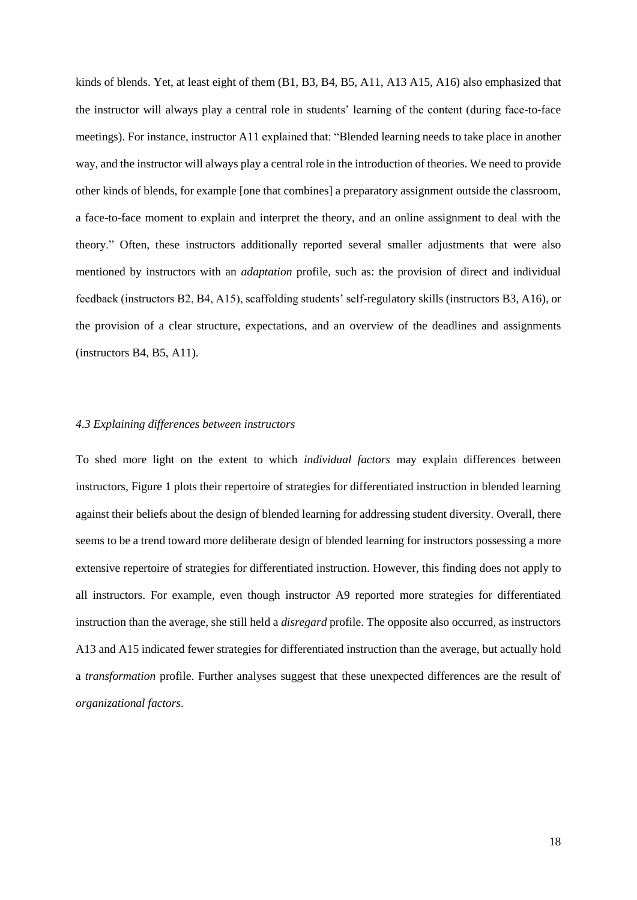kinds of blends. Yet, at least eight of them (B1, B3, B4, B5, A11, A13 A15, A16) also emphasized that the instructor will always play a central role in students' learning of the content (during face-to-face meetings). For instance, instructor A11 explained that: "Blended learning needs to take place in another way, and the instructor will always play a central role in the introduction of theories. We need to provide other kinds of blends, for example [one that combines] a preparatory assignment outside the classroom, a face-to-face moment to explain and interpret the theory, and an online assignment to deal with the theory." Often, these instructors additionally reported several smaller adjustments that were also mentioned by instructors with an *adaptation* profile, such as: the provision of direct and individual feedback (instructors B2, B4, A15), scaffolding students' self-regulatory skills (instructors B3, A16), or the provision of a clear structure, expectations, and an overview of the deadlines and assignments (instructors B4, B5, A11).

### *4.3 Explaining differences between instructors*

To shed more light on the extent to which *individual factors* may explain differences between instructors, Figure 1 plots their repertoire of strategies for differentiated instruction in blended learning against their beliefs about the design of blended learning for addressing student diversity. Overall, there seems to be a trend toward more deliberate design of blended learning for instructors possessing a more extensive repertoire of strategies for differentiated instruction. However, this finding does not apply to all instructors. For example, even though instructor A9 reported more strategies for differentiated instruction than the average, she still held a *disregard* profile. The opposite also occurred, as instructors A13 and A15 indicated fewer strategies for differentiated instruction than the average, but actually hold a *transformation* profile. Further analyses suggest that these unexpected differences are the result of *organizational factors*.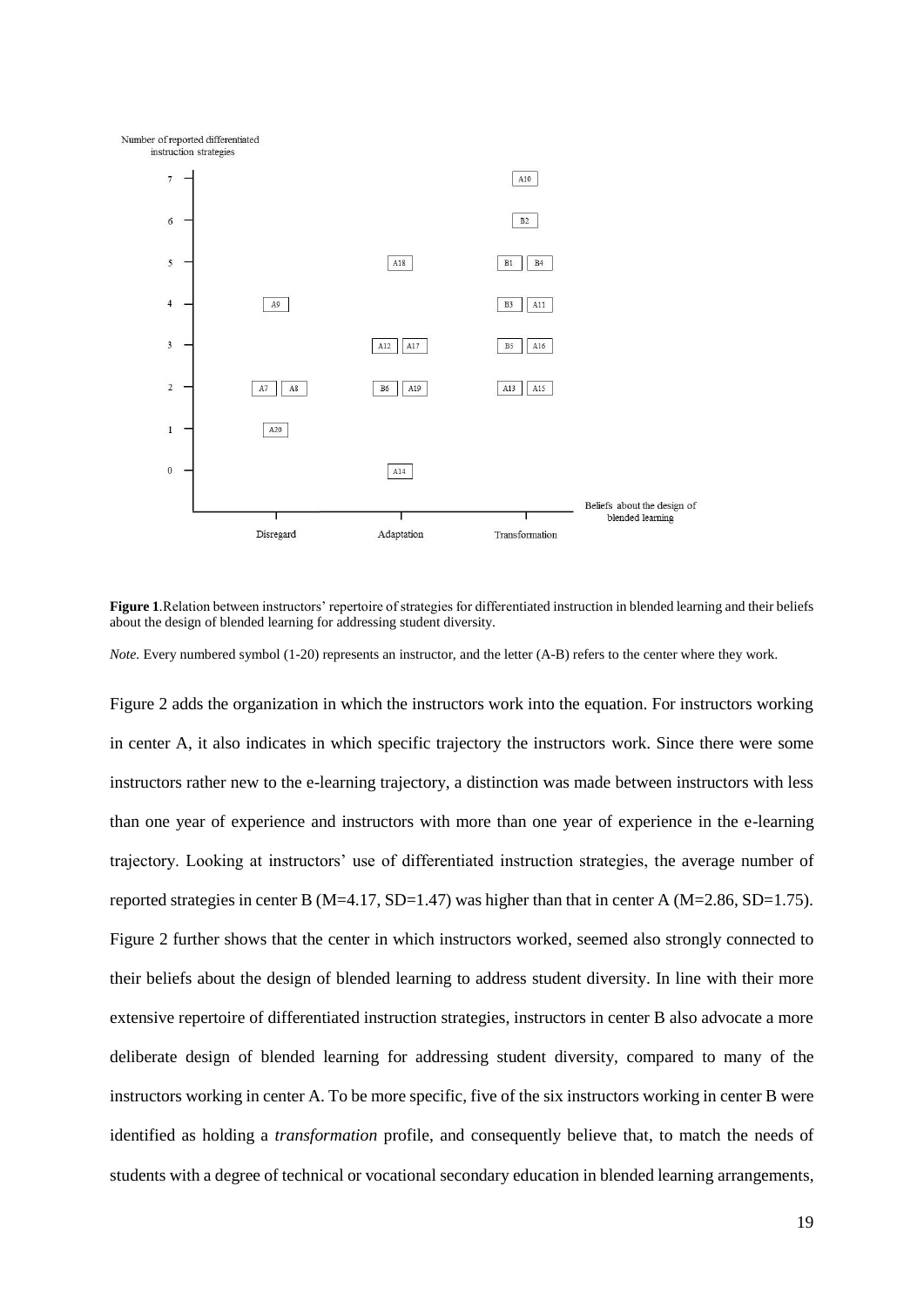**Figure 1**.Relation between instructors' repertoire of strategies for differentiated instruction in blended learning and their beliefs about the design of blended learning for addressing student diversity.

*Note.* Every numbered symbol (1-20) represents an instructor, and the letter (A-B) refers to the center where they work.

Figure 2 adds the organization in which the instructors work into the equation. For instructors working in center A, it also indicates in which specific trajectory the instructors work. Since there were some instructors rather new to the e-learning trajectory, a distinction was made between instructors with less than one year of experience and instructors with more than one year of experience in the e-learning trajectory. Looking at instructors' use of differentiated instruction strategies, the average number of reported strategies in center B (M=4.17, SD=1.47) was higher than that in center A (M=2.86, SD=1.75). Figure 2 further shows that the center in which instructors worked, seemed also strongly connected to their beliefs about the design of blended learning to address student diversity. In line with their more extensive repertoire of differentiated instruction strategies, instructors in center B also advocate a more deliberate design of blended learning for addressing student diversity, compared to many of the instructors working in center A. To be more specific, five of the six instructors working in center B were identified as holding a *transformation* profile, and consequently believe that, to match the needs of students with a degree of technical or vocational secondary education in blended learning arrangements,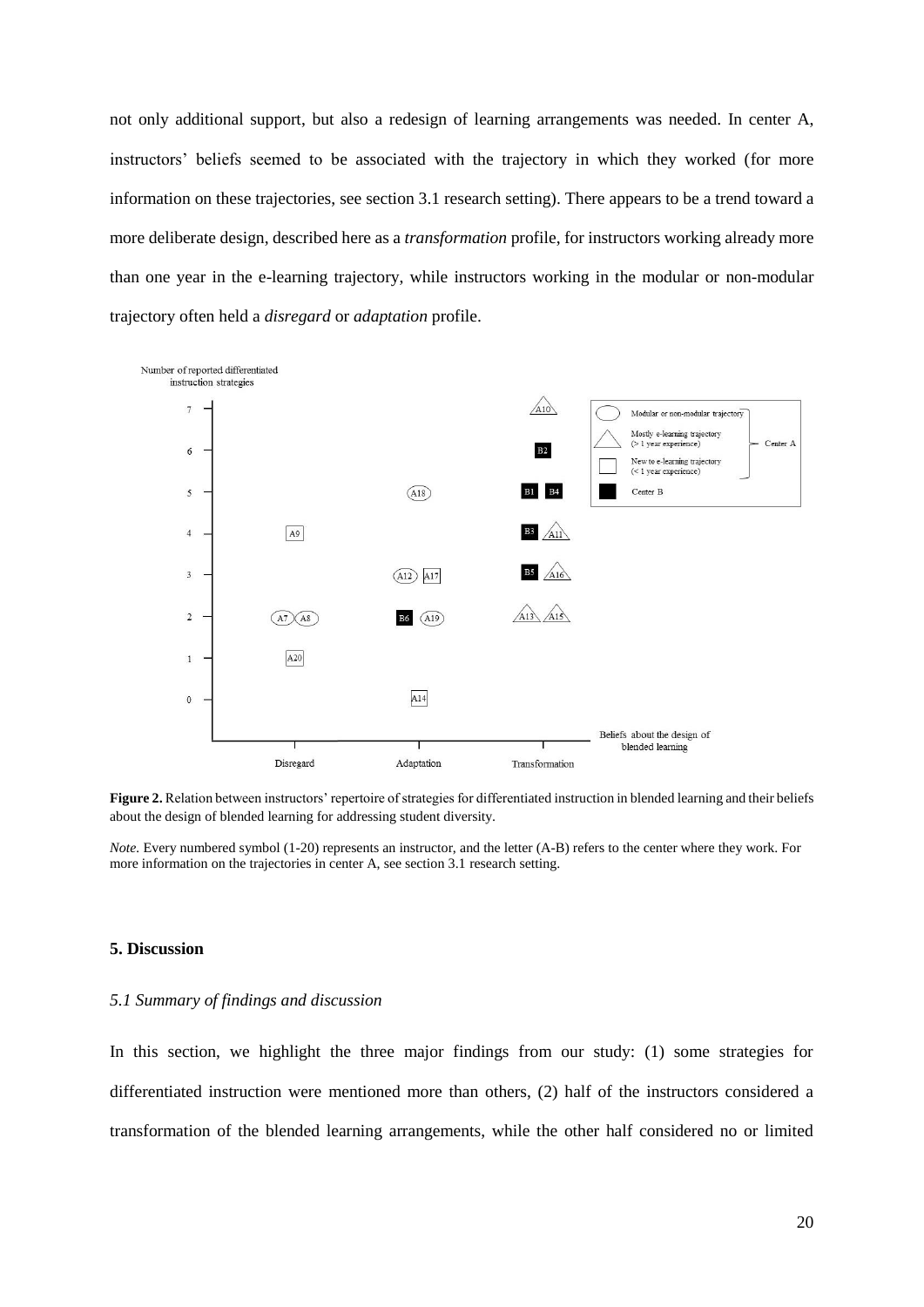not only additional support, but also a redesign of learning arrangements was needed. In center A, instructors' beliefs seemed to be associated with the trajectory in which they worked (for more information on these trajectories, see section 3.1 research setting). There appears to be a trend toward a more deliberate design, described here as a *transformation* profile, for instructors working already more than one year in the e-learning trajectory, while instructors working in the modular or non-modular trajectory often held a *disregard* or *adaptation* profile.

**Figure 2.** Relation between instructors' repertoire of strategies for differentiated instruction in blended learning and their beliefs about the design of blended learning for addressing student diversity.

*Note.* Every numbered symbol (1-20) represents an instructor, and the letter (A-B) refers to the center where they work. For more information on the trajectories in center A, see section 3.1 research setting.

## 5. Discussion

### *5.1 Summary of findings and discussion*

In this section, we highlight the three major findings from our study: (1) some strategies for differentiated instruction were mentioned more than others, (2) half of the instructors considered a transformation of the blended learning arrangements, while the other half considered no or limited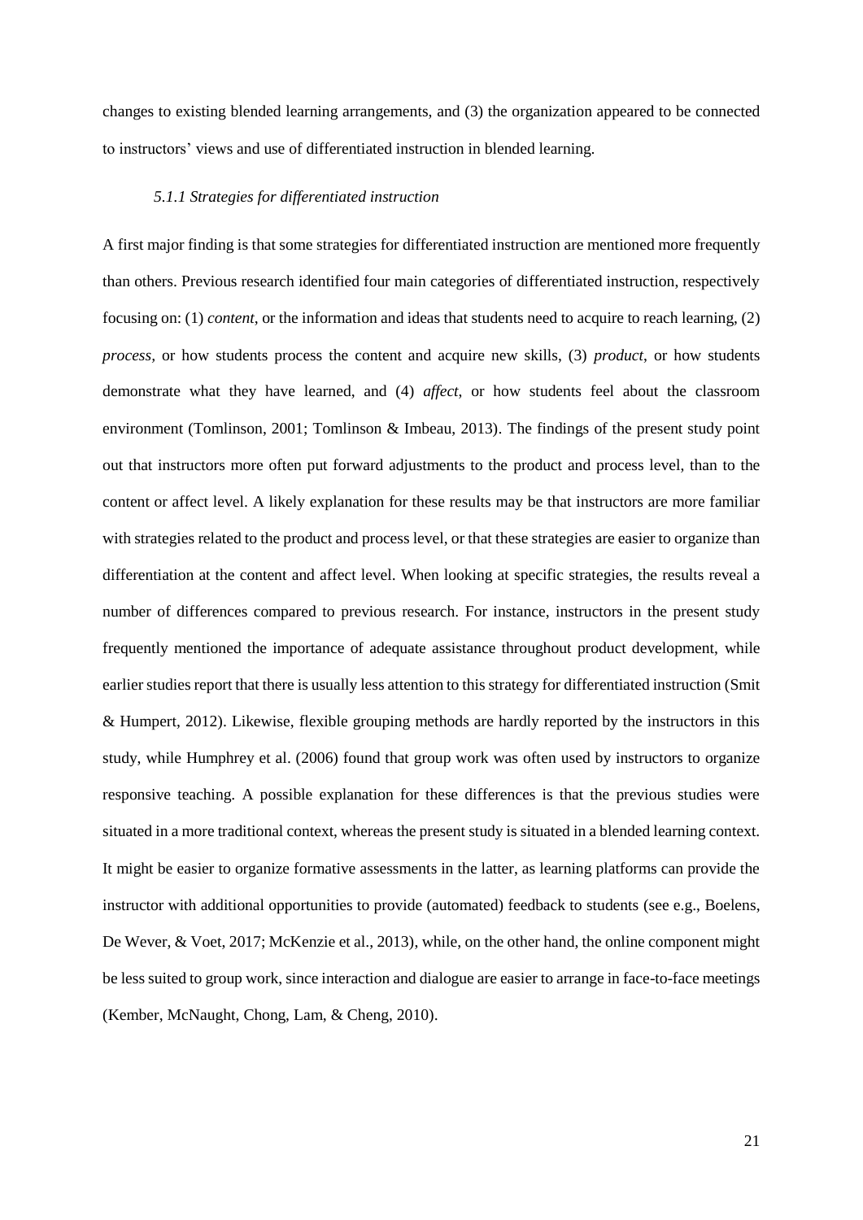changes to existing blended learning arrangements, and (3) the organization appeared to be connected to instructors' views and use of differentiated instruction in blended learning.

#### *5.1.1 Strategies for differentiated instruction*

A first major finding is that some strategies for differentiated instruction are mentioned more frequently than others. Previous research identified four main categories of differentiated instruction, respectively focusing on: (1) *content*, or the information and ideas that students need to acquire to reach learning, (2) *process,* or how students process the content and acquire new skills, (3) *product*, or how students demonstrate what they have learned, and (4) *affect*, or how students feel about the classroom environment (Tomlinson, 2001; Tomlinson & Imbeau, 2013). The findings of the present study point out that instructors more often put forward adjustments to the product and process level, than to the content or affect level. A likely explanation for these results may be that instructors are more familiar with strategies related to the product and process level, or that these strategies are easier to organize than differentiation at the content and affect level. When looking at specific strategies, the results reveal a number of differences compared to previous research. For instance, instructors in the present study frequently mentioned the importance of adequate assistance throughout product development, while earlier studies report that there is usually less attention to this strategy for differentiated instruction (Smit & Humpert, 2012). Likewise, flexible grouping methods are hardly reported by the instructors in this study, while Humphrey et al. (2006) found that group work was often used by instructors to organize responsive teaching. A possible explanation for these differences is that the previous studies were situated in a more traditional context, whereas the present study is situated in a blended learning context. It might be easier to organize formative assessments in the latter, as learning platforms can provide the instructor with additional opportunities to provide (automated) feedback to students (see e.g., Boelens, De Wever, & Voet, 2017; McKenzie et al., 2013), while, on the other hand, the online component might be less suited to group work, since interaction and dialogue are easier to arrange in face-to-face meetings (Kember, McNaught, Chong, Lam, & Cheng, 2010).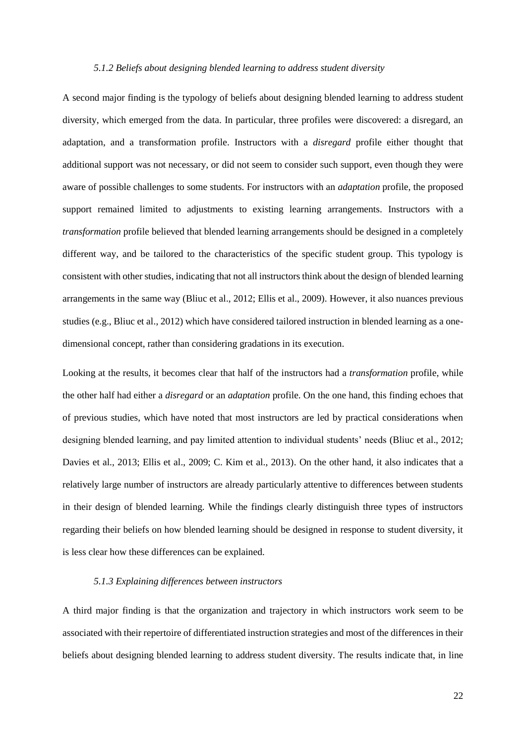#### *5.1.2 Beliefs about designing blended learning to address student diversity*

A second major finding is the typology of beliefs about designing blended learning to address student diversity, which emerged from the data. In particular, three profiles were discovered: a disregard, an adaptation, and a transformation profile. Instructors with a *disregard* profile either thought that additional support was not necessary, or did not seem to consider such support, even though they were aware of possible challenges to some students. For instructors with an *adaptation* profile, the proposed support remained limited to adjustments to existing learning arrangements. Instructors with a *transformation* profile believed that blended learning arrangements should be designed in a completely different way, and be tailored to the characteristics of the specific student group. This typology is consistent with other studies, indicating that not all instructors think about the design of blended learning arrangements in the same way (Bliuc et al., 2012; Ellis et al., 2009). However, it also nuances previous studies (e.g., Bliuc et al., 2012) which have considered tailored instruction in blended learning as a one-dimensional concept, rather than considering gradations in its execution.

Looking at the results, it becomes clear that half of the instructors had a *transformation* profile, while the other half had either a *disregard* or an *adaptation* profile. On the one hand, this finding echoes that of previous studies, which have noted that most instructors are led by practical considerations when designing blended learning, and pay limited attention to individual students' needs (Bliuc et al., 2012; Davies et al., 2013; Ellis et al., 2009; C. Kim et al., 2013). On the other hand, it also indicates that a relatively large number of instructors are already particularly attentive to differences between students in their design of blended learning. While the findings clearly distinguish three types of instructors regarding their beliefs on how blended learning should be designed in response to student diversity, it is less clear how these differences can be explained.

#### *5.1.3 Explaining differences between instructors*

A third major finding is that the organization and trajectory in which instructors work seem to be associated with their repertoire of differentiated instruction strategies and most of the differences in their beliefs about designing blended learning to address student diversity. The results indicate that, in line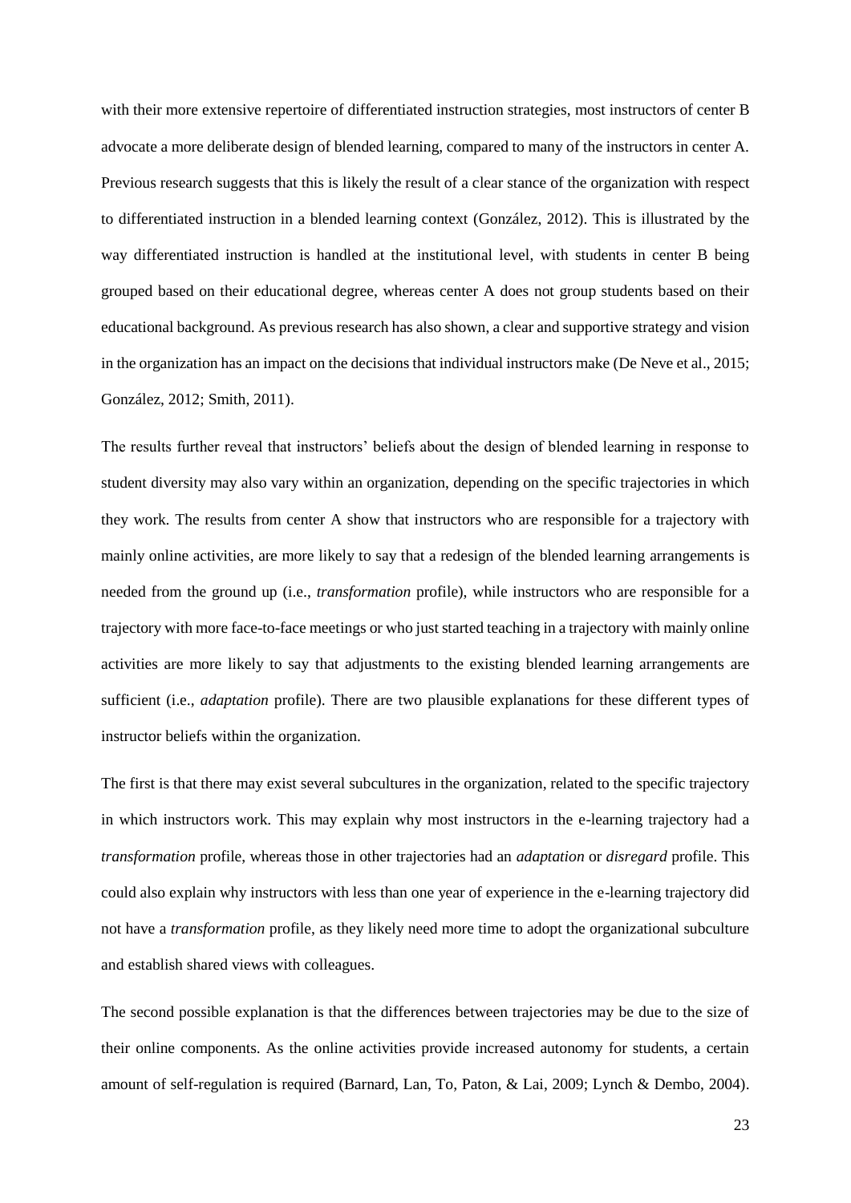with their more extensive repertoire of differentiated instruction strategies, most instructors of center B advocate a more deliberate design of blended learning, compared to many of the instructors in center A. Previous research suggests that this is likely the result of a clear stance of the organization with respect to differentiated instruction in a blended learning context (González, 2012). This is illustrated by the way differentiated instruction is handled at the institutional level, with students in center B being grouped based on their educational degree, whereas center A does not group students based on their educational background. As previous research has also shown, a clear and supportive strategy and vision in the organization has an impact on the decisions that individual instructors make (De Neve et al., 2015; González, 2012; Smith, 2011).

The results further reveal that instructors' beliefs about the design of blended learning in response to student diversity may also vary within an organization, depending on the specific trajectories in which they work. The results from center A show that instructors who are responsible for a trajectory with mainly online activities, are more likely to say that a redesign of the blended learning arrangements is needed from the ground up (i.e., *transformation* profile), while instructors who are responsible for a trajectory with more face-to-face meetings or who just started teaching in a trajectory with mainly online activities are more likely to say that adjustments to the existing blended learning arrangements are sufficient (i.e., *adaptation* profile). There are two plausible explanations for these different types of instructor beliefs within the organization.

The first is that there may exist several subcultures in the organization, related to the specific trajectory in which instructors work. This may explain why most instructors in the e-learning trajectory had a *transformation* profile, whereas those in other trajectories had an *adaptation* or *disregard* profile. This could also explain why instructors with less than one year of experience in the e-learning trajectory did not have a *transformation* profile, as they likely need more time to adopt the organizational subculture and establish shared views with colleagues.

The second possible explanation is that the differences between trajectories may be due to the size of their online components. As the online activities provide increased autonomy for students, a certain amount of self-regulation is required (Barnard, Lan, To, Paton, & Lai, 2009; Lynch & Dembo, 2004).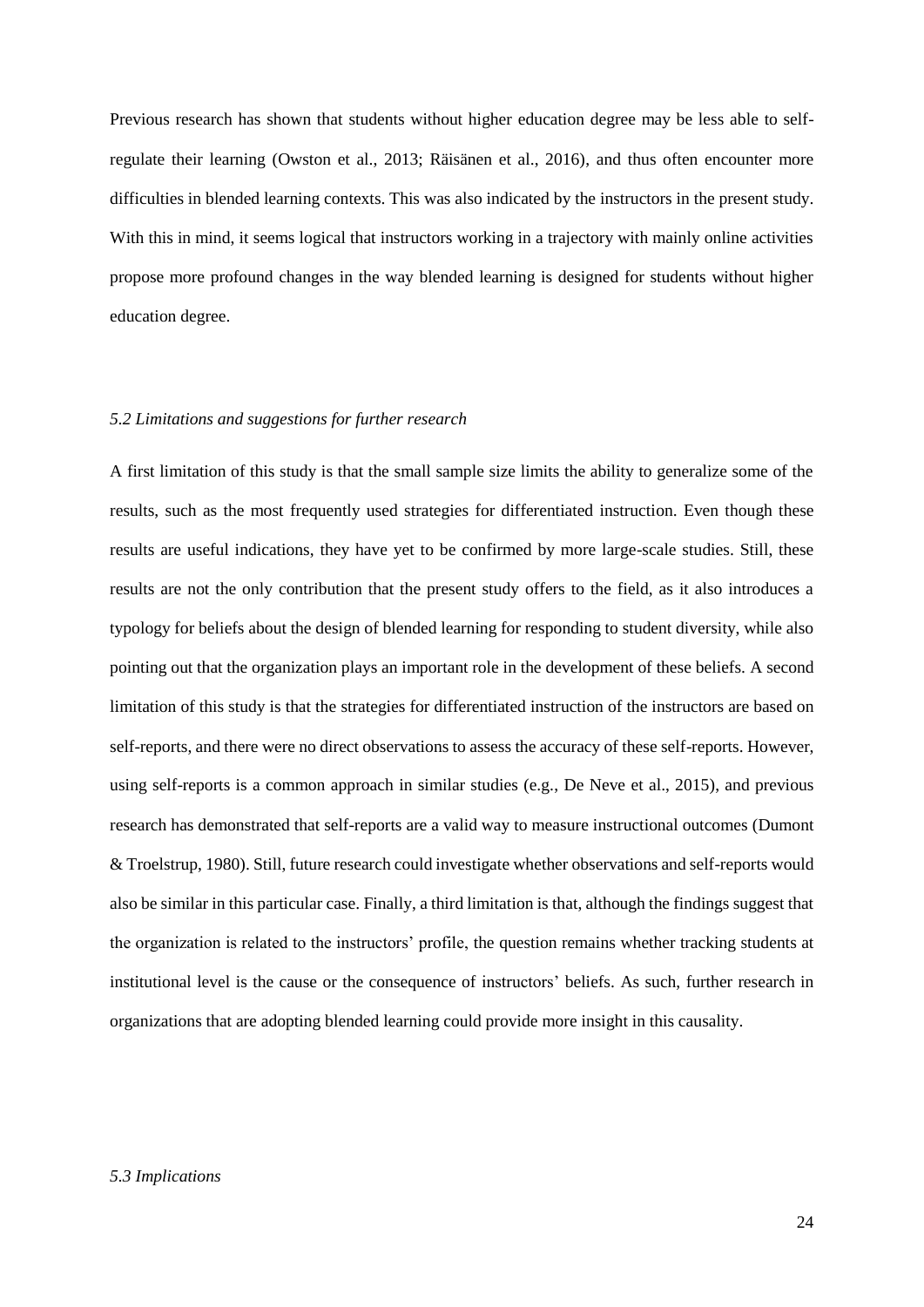Previous research has shown that students without higher education degree may be less able to self-regulate their learning (Owston et al., 2013; Räisänen et al., 2016), and thus often encounter more difficulties in blended learning contexts. This was also indicated by the instructors in the present study. With this in mind, it seems logical that instructors working in a trajectory with mainly online activities propose more profound changes in the way blended learning is designed for students without higher education degree.

### *5.2 Limitations and suggestions for further research*

A first limitation of this study is that the small sample size limits the ability to generalize some of the results, such as the most frequently used strategies for differentiated instruction. Even though these results are useful indications, they have yet to be confirmed by more large-scale studies. Still, these results are not the only contribution that the present study offers to the field, as it also introduces a typology for beliefs about the design of blended learning for responding to student diversity, while also pointing out that the organization plays an important role in the development of these beliefs. A second limitation of this study is that the strategies for differentiated instruction of the instructors are based on self-reports, and there were no direct observations to assess the accuracy of these self-reports. However, using self-reports is a common approach in similar studies (e.g., De Neve et al., 2015), and previous research has demonstrated that self-reports are a valid way to measure instructional outcomes (Dumont & Troelstrup, 1980). Still, future research could investigate whether observations and self-reports would also be similar in this particular case. Finally, a third limitation is that, although the findings suggest that the organization is related to the instructors' profile, the question remains whether tracking students at institutional level is the cause or the consequence of instructors' beliefs. As such, further research in organizations that are adopting blended learning could provide more insight in this causality.

### *5.3 Implications*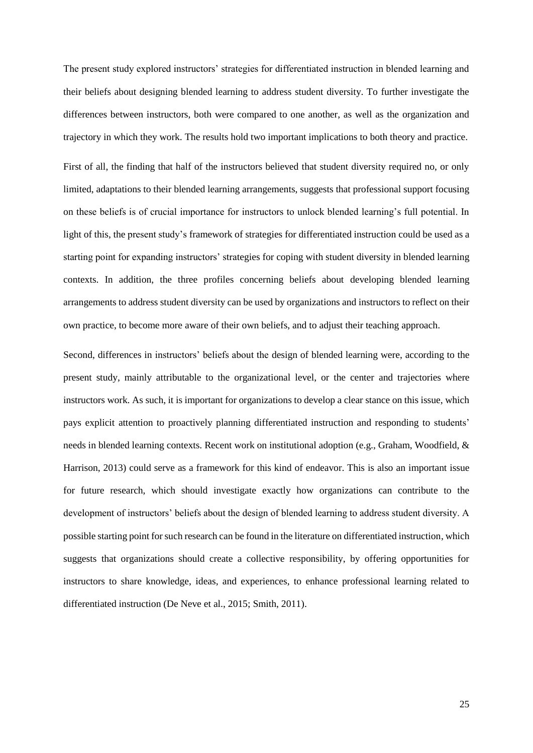The present study explored instructors' strategies for differentiated instruction in blended learning and their beliefs about designing blended learning to address student diversity. To further investigate the differences between instructors, both were compared to one another, as well as the organization and trajectory in which they work. The results hold two important implications to both theory and practice.

First of all, the finding that half of the instructors believed that student diversity required no, or only limited, adaptations to their blended learning arrangements, suggests that professional support focusing on these beliefs is of crucial importance for instructors to unlock blended learning's full potential. In light of this, the present study's framework of strategies for differentiated instruction could be used as a starting point for expanding instructors' strategies for coping with student diversity in blended learning contexts. In addition, the three profiles concerning beliefs about developing blended learning arrangements to address student diversity can be used by organizations and instructors to reflect on their own practice, to become more aware of their own beliefs, and to adjust their teaching approach.

Second, differences in instructors' beliefs about the design of blended learning were, according to the present study, mainly attributable to the organizational level, or the center and trajectories where instructors work. As such, it is important for organizations to develop a clear stance on this issue, which pays explicit attention to proactively planning differentiated instruction and responding to students' needs in blended learning contexts. Recent work on institutional adoption (e.g., Graham, Woodfield, & Harrison, 2013) could serve as a framework for this kind of endeavor. This is also an important issue for future research, which should investigate exactly how organizations can contribute to the development of instructors' beliefs about the design of blended learning to address student diversity. A possible starting point for such research can be found in the literature on differentiated instruction, which suggests that organizations should create a collective responsibility, by offering opportunities for instructors to share knowledge, ideas, and experiences, to enhance professional learning related to differentiated instruction (De Neve et al., 2015; Smith, 2011).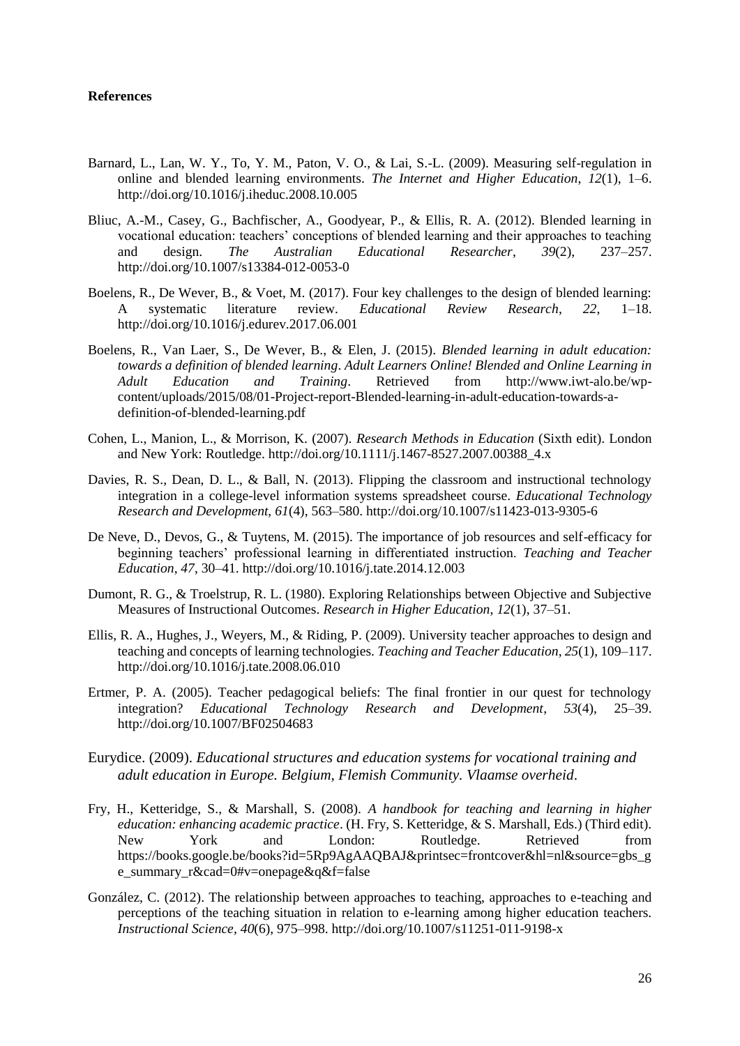**References**

Barnard, L., Lan, W. Y., To, Y. M., Paton, V. O., & Lai, S.-L. (2009). Measuring self-regulation in online and blended learning environments. *The Internet and Higher Education*, *12*(1), 1–6. http://doi.org/10.1016/j.iheduc.2008.10.005

Bliuc, A.-M., Casey, G., Bachfischer, A., Goodyear, P., & Ellis, R. A. (2012). Blended learning in vocational education: teachers' conceptions of blended learning and their approaches to teaching and design. *The Australian Educational Researcher*, *39*(2), 237–257. http://doi.org/10.1007/s13384-012-0053-0

Boelens, R., De Wever, B., & Voet, M. (2017). Four key challenges to the design of blended learning: A systematic literature review. *Educational Review Research*, *22*, 1–18. http://doi.org/10.1016/j.edurev.2017.06.001

Boelens, R., Van Laer, S., De Wever, B., & Elen, J. (2015). *Blended learning in adult education: towards a definition of blended learning*. *Adult Learners Online! Blended and Online Learning in Adult Education and Training*. Retrieved from http://www.iwt-alo.be/wp-content/uploads/2015/08/01-Project-report-Blended-learning-in-adult-education-towards-a-definition-of-blended-learning.pdf

Cohen, L., Manion, L., & Morrison, K. (2007). *Research Methods in Education* (Sixth edit). London and New York: Routledge. http://doi.org/10.1111/j.1467-8527.2007.00388_4.x

Davies, R. S., Dean, D. L., & Ball, N. (2013). Flipping the classroom and instructional technology integration in a college-level information systems spreadsheet course. *Educational Technology Research and Development*, *61*(4), 563–580. http://doi.org/10.1007/s11423-013-9305-6

De Neve, D., Devos, G., & Tuytens, M. (2015). The importance of job resources and self-efficacy for beginning teachers' professional learning in differentiated instruction. *Teaching and Teacher Education*, *47*, 30–41. http://doi.org/10.1016/j.tate.2014.12.003

Dumont, R. G., & Troelstrup, R. L. (1980). Exploring Relationships between Objective and Subjective Measures of Instructional Outcomes. *Research in Higher Education*, *12*(1), 37–51.

Ellis, R. A., Hughes, J., Weyers, M., & Riding, P. (2009). University teacher approaches to design and teaching and concepts of learning technologies. *Teaching and Teacher Education*, *25*(1), 109–117. http://doi.org/10.1016/j.tate.2008.06.010

Ertmer, P. A. (2005). Teacher pedagogical beliefs: The final frontier in our quest for technology integration? *Educational Technology Research and Development*, *53*(4), 25–39. http://doi.org/10.1007/BF02504683

Eurydice. (2009). *Educational structures and education systems for vocational training and adult education in Europe. Belgium, Flemish Community. Vlaamse overheid*.

Fry, H., Ketteridge, S., & Marshall, S. (2008). *A handbook for teaching and learning in higher education: enhancing academic practice*. (H. Fry, S. Ketteridge, & S. Marshall, Eds.) (Third edit). New York and London: Routledge. Retrieved from https://books.google.be/books?id=5Rp9AgAAQBAJ&printsec=frontcover&hl=nl&source=gbs_ge_summary_r&cad=0#v=onepage&q&f=false

González, C. (2012). The relationship between approaches to teaching, approaches to e-teaching and perceptions of the teaching situation in relation to e-learning among higher education teachers. *Instructional Science*, *40*(6), 975–998. http://doi.org/10.1007/s11251-011-9198-x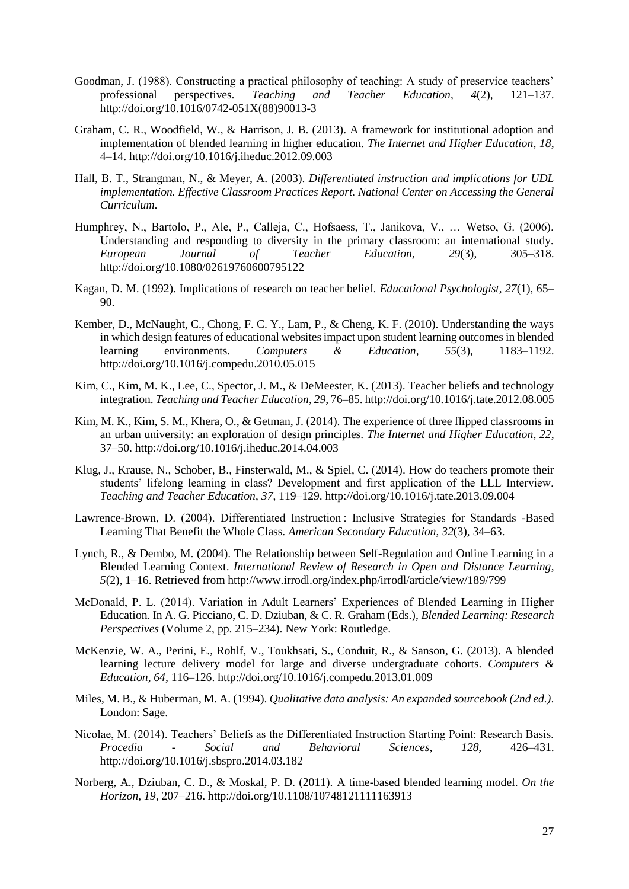Goodman, J. (1988). Constructing a practical philosophy of teaching: A study of preservice teachers' professional perspectives. *Teaching and Teacher Education*, *4*(2), 121–137. http://doi.org/10.1016/0742-051X(88)90013-3

Graham, C. R., Woodfield, W., & Harrison, J. B. (2013). A framework for institutional adoption and implementation of blended learning in higher education. *The Internet and Higher Education*, *18*, 4–14. http://doi.org/10.1016/j.iheduc.2012.09.003

Hall, B. T., Strangman, N., & Meyer, A. (2003). *Differentiated instruction and implications for UDL implementation. Effective Classroom Practices Report. National Center on Accessing the General Curriculum*.

Humphrey, N., Bartolo, P., Ale, P., Calleja, C., Hofsaess, T., Janikova, V., … Wetso, G. (2006). Understanding and responding to diversity in the primary classroom: an international study. *European Journal of Teacher Education*, *29*(3), 305–318. http://doi.org/10.1080/02619760600795122

Kagan, D. M. (1992). Implications of research on teacher belief. *Educational Psychologist*, *27*(1), 65–90.

Kember, D., McNaught, C., Chong, F. C. Y., Lam, P., & Cheng, K. F. (2010). Understanding the ways in which design features of educational websites impact upon student learning outcomes in blended learning environments. *Computers & Education*, *55*(3), 1183–1192. http://doi.org/10.1016/j.compedu.2010.05.015

Kim, C., Kim, M. K., Lee, C., Spector, J. M., & DeMeester, K. (2013). Teacher beliefs and technology integration. *Teaching and Teacher Education*, *29*, 76–85. http://doi.org/10.1016/j.tate.2012.08.005

Kim, M. K., Kim, S. M., Khera, O., & Getman, J. (2014). The experience of three flipped classrooms in an urban university: an exploration of design principles. *The Internet and Higher Education*, *22*, 37–50. http://doi.org/10.1016/j.iheduc.2014.04.003

Klug, J., Krause, N., Schober, B., Finsterwald, M., & Spiel, C. (2014). How do teachers promote their students' lifelong learning in class? Development and first application of the LLL Interview. *Teaching and Teacher Education*, *37*, 119–129. http://doi.org/10.1016/j.tate.2013.09.004

Lawrence-Brown, D. (2004). Differentiated Instruction : Inclusive Strategies for Standards -Based Learning That Benefit the Whole Class. *American Secondary Education*, *32*(3), 34–63.

Lynch, R., & Dembo, M. (2004). The Relationship between Self-Regulation and Online Learning in a Blended Learning Context. *International Review of Research in Open and Distance Learning*, *5*(2), 1–16. Retrieved from http://www.irrodl.org/index.php/irrodl/article/view/189/799

McDonald, P. L. (2014). Variation in Adult Learners' Experiences of Blended Learning in Higher Education. In A. G. Picciano, C. D. Dziuban, & C. R. Graham (Eds.), *Blended Learning: Research Perspectives* (Volume 2, pp. 215–234). New York: Routledge.

McKenzie, W. A., Perini, E., Rohlf, V., Toukhsati, S., Conduit, R., & Sanson, G. (2013). A blended learning lecture delivery model for large and diverse undergraduate cohorts. *Computers & Education*, *64*, 116–126. http://doi.org/10.1016/j.compedu.2013.01.009

Miles, M. B., & Huberman, M. A. (1994). *Qualitative data analysis: An expanded sourcebook (2nd ed.)*. London: Sage.

Nicolae, M. (2014). Teachers' Beliefs as the Differentiated Instruction Starting Point: Research Basis. *Procedia - Social and Behavioral Sciences*, *128*, 426–431. http://doi.org/10.1016/j.sbspro.2014.03.182

Norberg, A., Dziuban, C. D., & Moskal, P. D. (2011). A time-based blended learning model. *On the Horizon*, *19*, 207–216. http://doi.org/10.1108/10748121111163913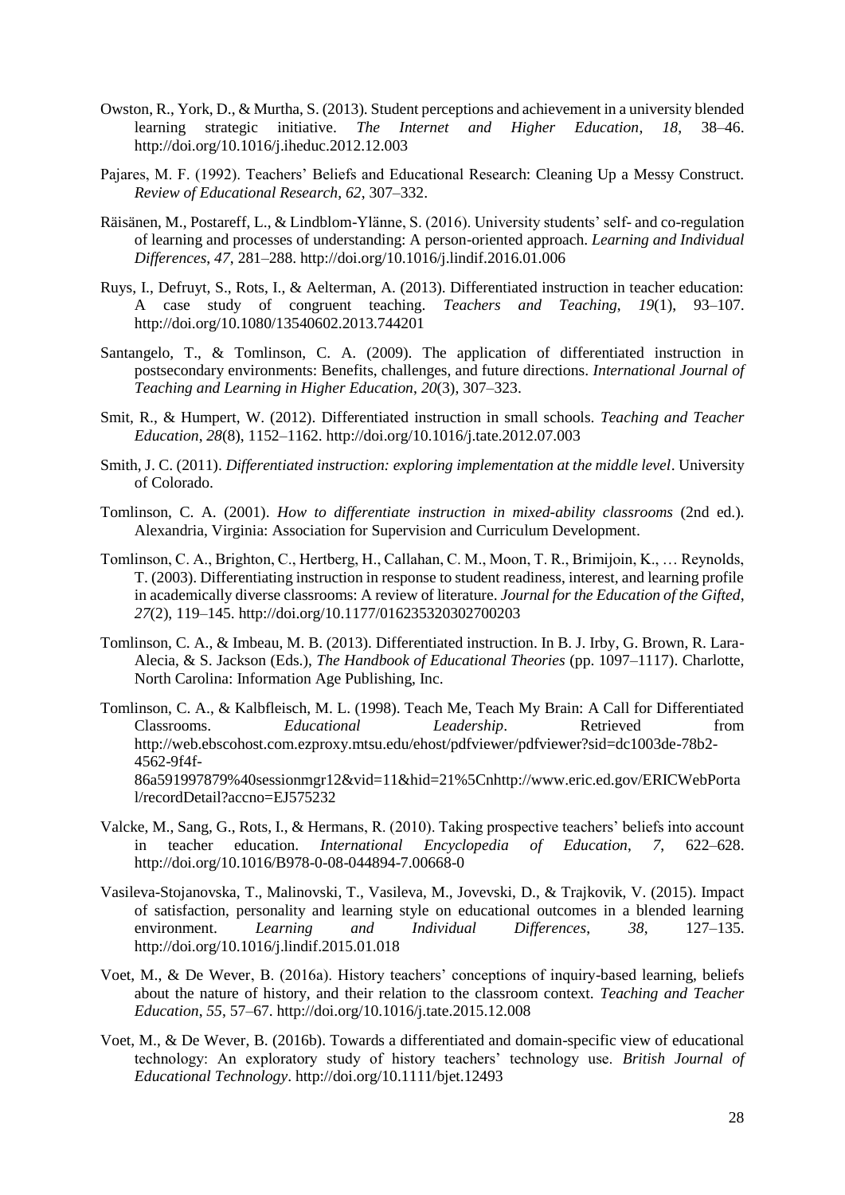Owston, R., York, D., & Murtha, S. (2013). Student perceptions and achievement in a university blended learning strategic initiative. *The Internet and Higher Education*, *18*, 38–46. http://doi.org/10.1016/j.iheduc.2012.12.003

Pajares, M. F. (1992). Teachers' Beliefs and Educational Research: Cleaning Up a Messy Construct. *Review of Educational Research*, *62*, 307–332.

Räisänen, M., Postareff, L., & Lindblom-Ylänne, S. (2016). University students' self- and co-regulation of learning and processes of understanding: A person-oriented approach. *Learning and Individual Differences*, *47*, 281–288. http://doi.org/10.1016/j.lindif.2016.01.006

Ruys, I., Defruyt, S., Rots, I., & Aelterman, A. (2013). Differentiated instruction in teacher education: A case study of congruent teaching. *Teachers and Teaching*, *19*(1), 93–107. http://doi.org/10.1080/13540602.2013.744201

Santangelo, T., & Tomlinson, C. A. (2009). The application of differentiated instruction in postsecondary environments: Benefits, challenges, and future directions. *International Journal of Teaching and Learning in Higher Education*, *20*(3), 307–323.

Smit, R., & Humpert, W. (2012). Differentiated instruction in small schools. *Teaching and Teacher Education*, *28*(8), 1152–1162. http://doi.org/10.1016/j.tate.2012.07.003

Smith, J. C. (2011). *Differentiated instruction: exploring implementation at the middle level*. University of Colorado.

Tomlinson, C. A. (2001). *How to differentiate instruction in mixed-ability classrooms* (2nd ed.). Alexandria, Virginia: Association for Supervision and Curriculum Development.

Tomlinson, C. A., Brighton, C., Hertberg, H., Callahan, C. M., Moon, T. R., Brimijoin, K., … Reynolds, T. (2003). Differentiating instruction in response to student readiness, interest, and learning profile in academically diverse classrooms: A review of literature. *Journal for the Education of the Gifted*, *27*(2), 119–145. http://doi.org/10.1177/016235320302700203

Tomlinson, C. A., & Imbeau, M. B. (2013). Differentiated instruction. In B. J. Irby, G. Brown, R. Lara-Alecia, & S. Jackson (Eds.), *The Handbook of Educational Theories* (pp. 1097–1117). Charlotte, North Carolina: Information Age Publishing, Inc.

Tomlinson, C. A., & Kalbfleisch, M. L. (1998). Teach Me, Teach My Brain: A Call for Differentiated Classrooms. *Educational Leadership*. Retrieved from http://web.ebscohost.com.ezproxy.mtsu.edu/ehost/pdfviewer/pdfviewer?sid=dc1003de-78b2-4562-9f4f-86a591997879%40sessionmgr12&vid=11&hid=21%5Cnhttp://www.eric.ed.gov/ERICWebPortal/recordDetail?accno=EJ575232

Valcke, M., Sang, G., Rots, I., & Hermans, R. (2010). Taking prospective teachers' beliefs into account in teacher education. *International Encyclopedia of Education*, *7*, 622–628. http://doi.org/10.1016/B978-0-08-044894-7.00668-0

Vasileva-Stojanovska, T., Malinovski, T., Vasileva, M., Jovevski, D., & Trajkovik, V. (2015). Impact of satisfaction, personality and learning style on educational outcomes in a blended learning environment. *Learning and Individual Differences*, *38*, 127–135. http://doi.org/10.1016/j.lindif.2015.01.018

Voet, M., & De Wever, B. (2016a). History teachers' conceptions of inquiry-based learning, beliefs about the nature of history, and their relation to the classroom context. *Teaching and Teacher Education*, *55*, 57–67. http://doi.org/10.1016/j.tate.2015.12.008

Voet, M., & De Wever, B. (2016b). Towards a differentiated and domain-specific view of educational technology: An exploratory study of history teachers' technology use. *British Journal of Educational Technology*. http://doi.org/10.1111/bjet.12493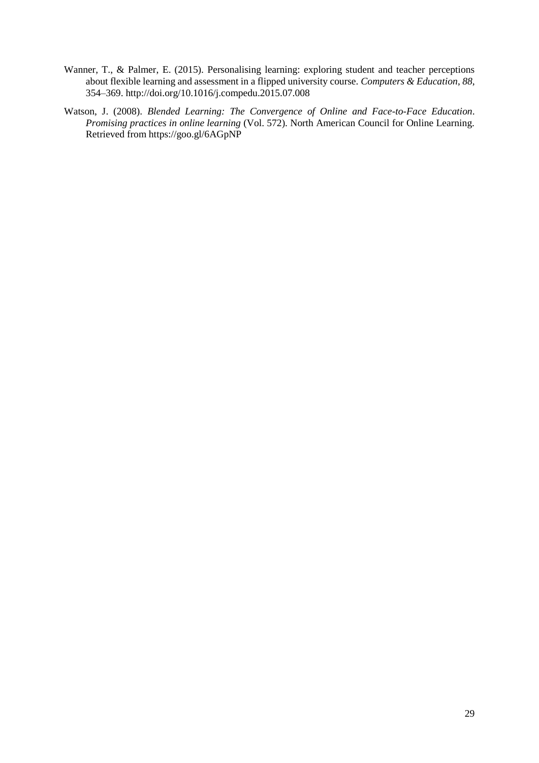Wanner, T., & Palmer, E. (2015). Personalising learning: exploring student and teacher perceptions about flexible learning and assessment in a flipped university course. *Computers & Education*, *88*, 354–369. http://doi.org/10.1016/j.compedu.2015.07.008

Watson, J. (2008). *Blended Learning: The Convergence of Online and Face-to-Face Education*. *Promising practices in online learning* (Vol. 572). North American Council for Online Learning. Retrieved from https://goo.gl/6AGpNP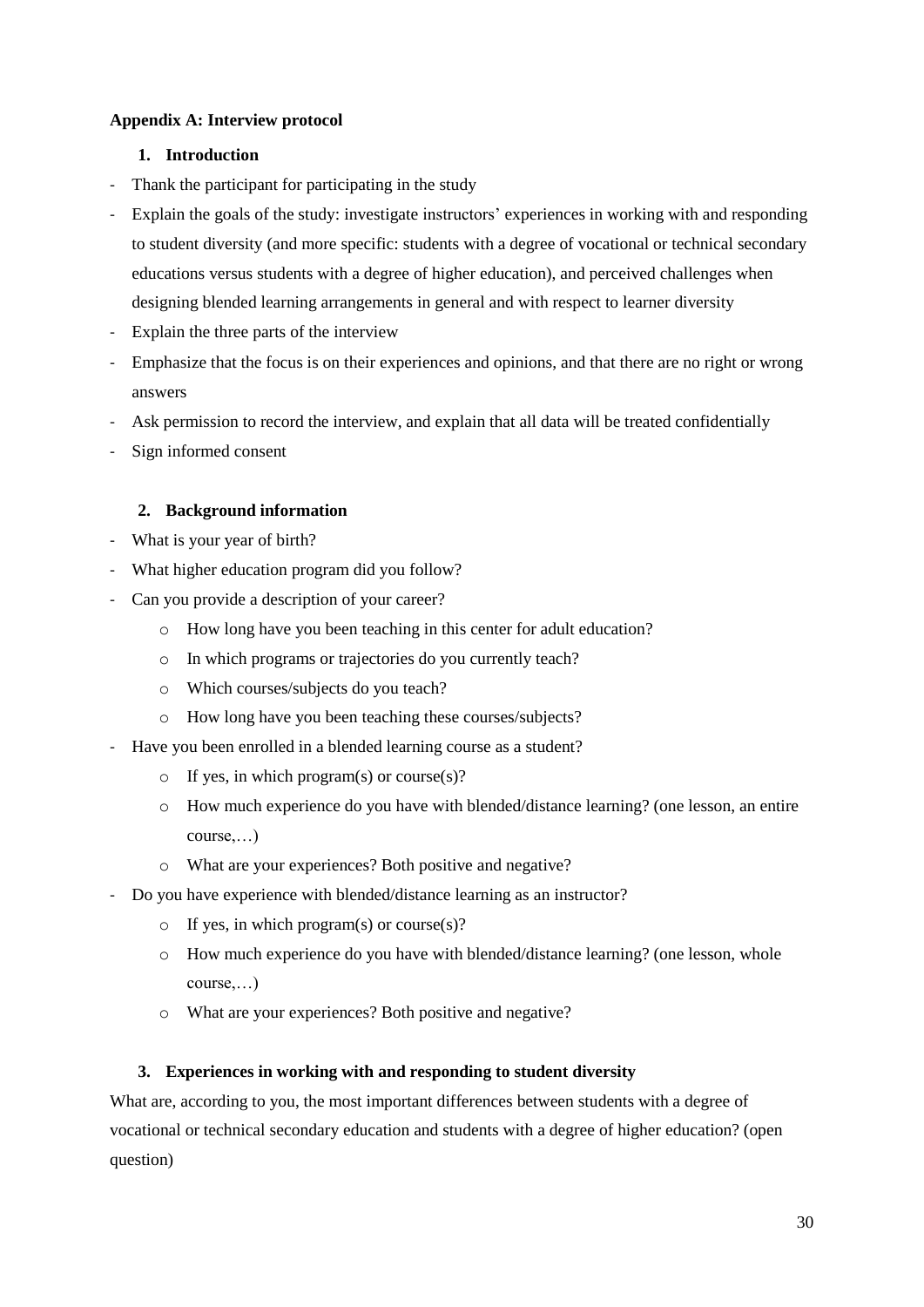**Appendix A: Interview protocol**

1. **Introduction**

- Thank the participant for participating in the study
- Explain the goals of the study: investigate instructors' experiences in working with and responding to student diversity (and more specific: students with a degree of vocational or technical secondary educations versus students with a degree of higher education), and perceived challenges when designing blended learning arrangements in general and with respect to learner diversity
- Explain the three parts of the interview
- Emphasize that the focus is on their experiences and opinions, and that there are no right or wrong answers
- Ask permission to record the interview, and explain that all data will be treated confidentially
- Sign informed consent

2. **Background information**

- What is your year of birth?
- What higher education program did you follow?
- Can you provide a description of your career?
  - How long have you been teaching in this center for adult education?
  - In which programs or trajectories do you currently teach?
  - Which courses/subjects do you teach?
  - How long have you been teaching these courses/subjects?
- Have you been enrolled in a blended learning course as a student?
  - If yes, in which program(s) or course(s)?
  - How much experience do you have with blended/distance learning? (one lesson, an entire course,…)
  - What are your experiences? Both positive and negative?
- Do you have experience with blended/distance learning as an instructor?
  - If yes, in which program(s) or course(s)?
  - How much experience do you have with blended/distance learning? (one lesson, whole course,…)
  - What are your experiences? Both positive and negative?

3. **Experiences in working with and responding to student diversity**

What are, according to you, the most important differences between students with a degree of vocational or technical secondary education and students with a degree of higher education? (open question)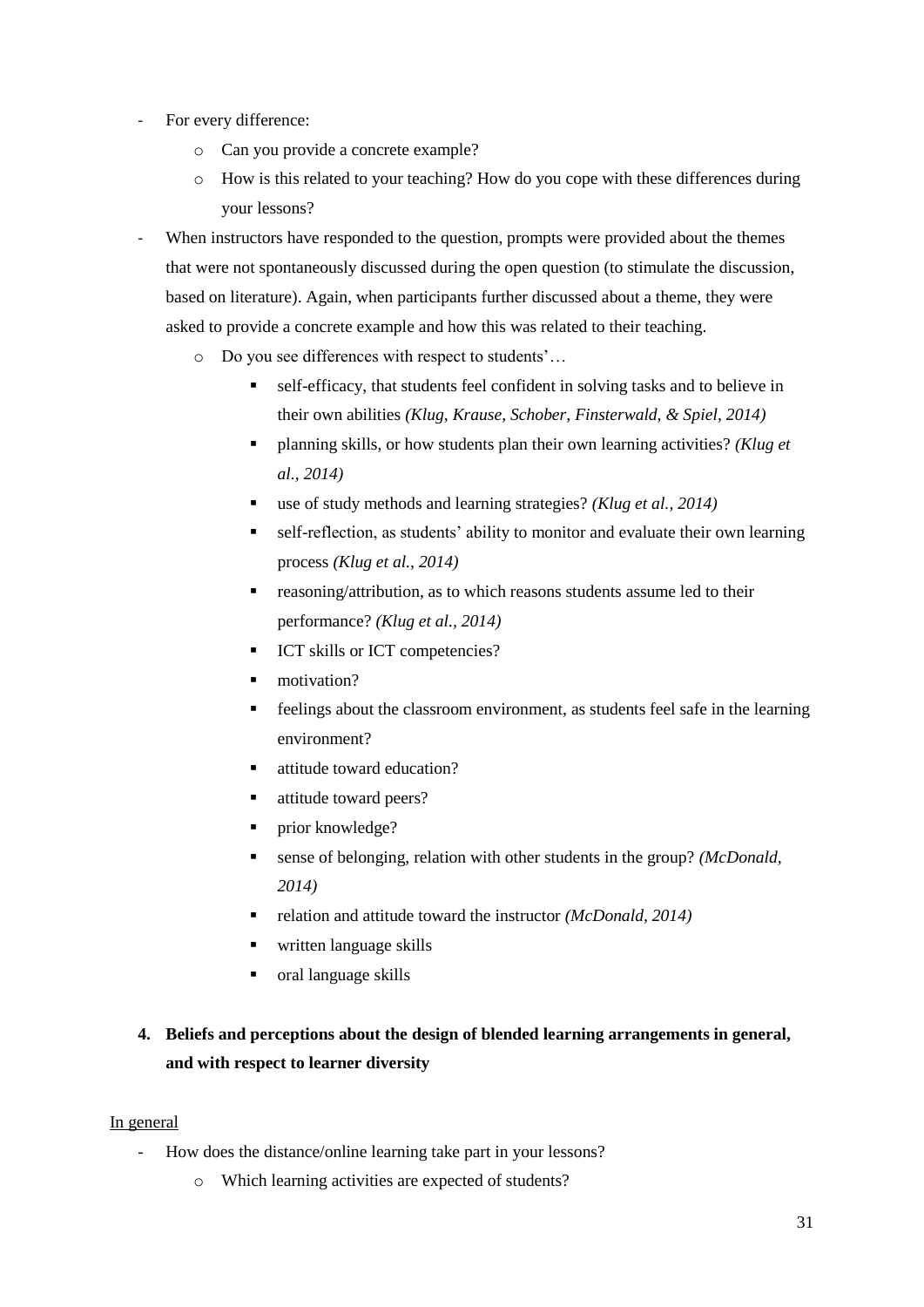- For every difference:
    - Can you provide a concrete example?
    - How is this related to your teaching? How do you cope with these differences during your lessons?
- When instructors have responded to the question, prompts were provided about the themes that were not spontaneously discussed during the open question (to stimulate the discussion, based on literature). Again, when participants further discussed about a theme, they were asked to provide a concrete example and how this was related to their teaching.
    - Do you see differences with respect to students'…
        - self-efficacy, that students feel confident in solving tasks and to believe in their own abilities *(Klug, Krause, Schober, Finsterwald, & Spiel, 2014)*
        - planning skills, or how students plan their own learning activities? *(Klug et al., 2014)*
        - use of study methods and learning strategies? *(Klug et al., 2014)*
        - self-reflection, as students' ability to monitor and evaluate their own learning process *(Klug et al., 2014)*
        - reasoning/attribution, as to which reasons students assume led to their performance? *(Klug et al., 2014)*
        - ICT skills or ICT competencies?
        - motivation?
        - feelings about the classroom environment, as students feel safe in the learning environment?
        - attitude toward education?
        - attitude toward peers?
        - prior knowledge?
        - sense of belonging, relation with other students in the group? *(McDonald, 2014)*
        - relation and attitude toward the instructor *(McDonald, 2014)*
        - written language skills
        - oral language skills

**4. Beliefs and perceptions about the design of blended learning arrangements in general, and with respect to learner diversity**

<u>In general</u>

- How does the distance/online learning take part in your lessons?
    - Which learning activities are expected of students?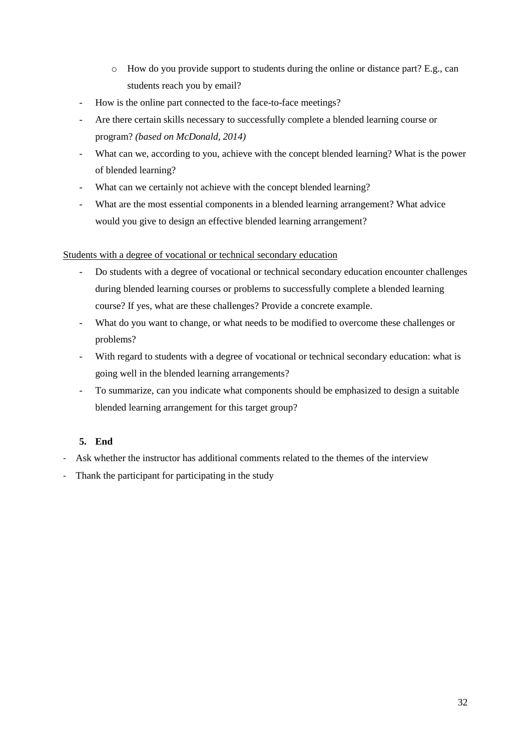- How do you provide support to students during the online or distance part? E.g., can students reach you by email?
- How is the online part connected to the face-to-face meetings?
- Are there certain skills necessary to successfully complete a blended learning course or program? *(based on McDonald, 2014)*
- What can we, according to you, achieve with the concept blended learning? What is the power of blended learning?
- What can we certainly not achieve with the concept blended learning?
- What are the most essential components in a blended learning arrangement? What advice would you give to design an effective blended learning arrangement?

<u>Students with a degree of vocational or technical secondary education</u>

- Do students with a degree of vocational or technical secondary education encounter challenges during blended learning courses or problems to successfully complete a blended learning course? If yes, what are these challenges? Provide a concrete example.
- What do you want to change, or what needs to be modified to overcome these challenges or problems?
- With regard to students with a degree of vocational or technical secondary education: what is going well in the blended learning arrangements?
- To summarize, can you indicate what components should be emphasized to design a suitable blended learning arrangement for this target group?

**5. End**

- Ask whether the instructor has additional comments related to the themes of the interview
- Thank the participant for participating in the study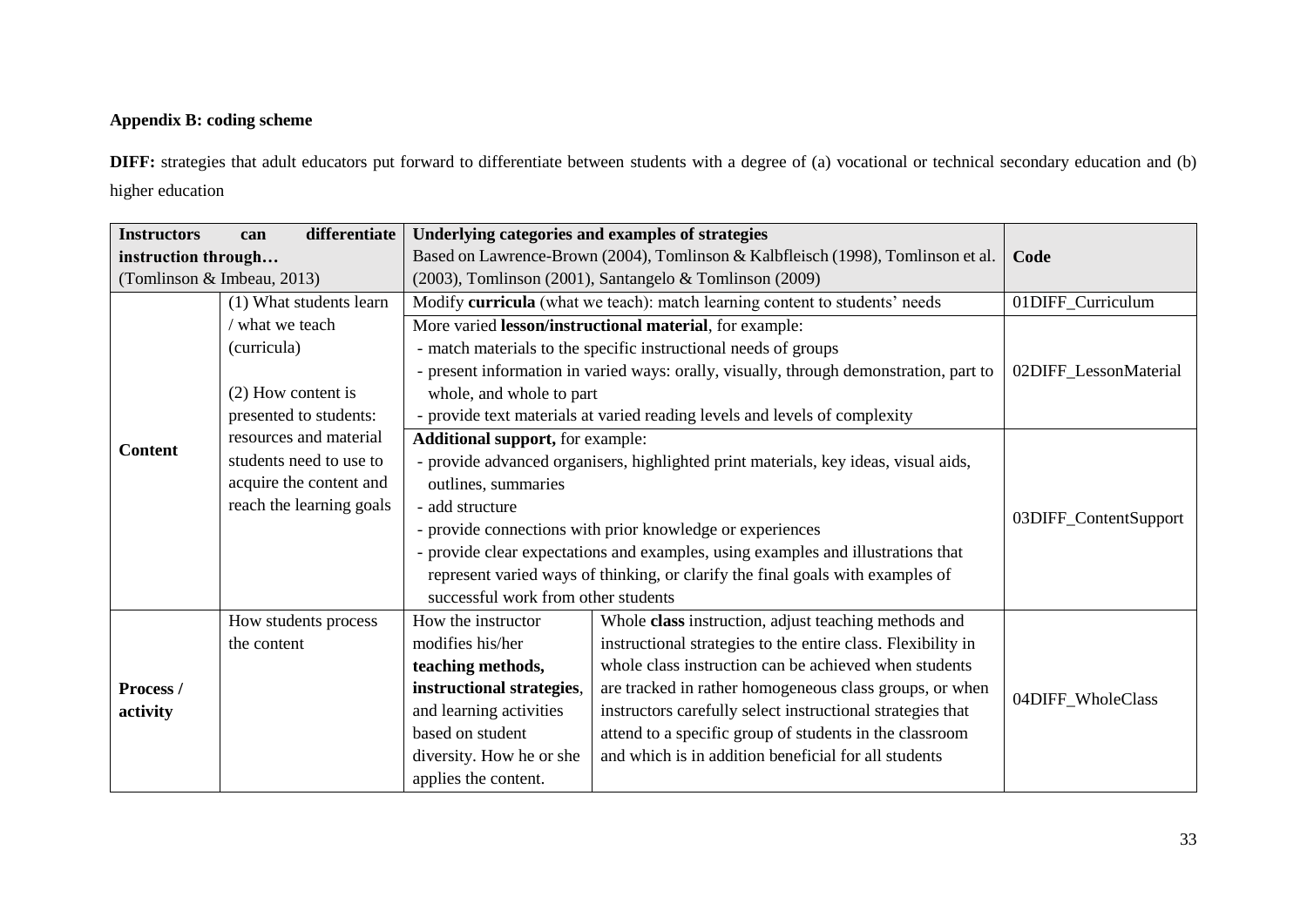**Appendix B: coding scheme**

**DIFF:** strategies that adult educators put forward to differentiate between students with a degree of (a) vocational or technical secondary education and (b) higher education

| Instructors can differentiate instruction through… (Tomlinson & Imbeau, 2013) | | Underlying categories and examples of strategies Based on Lawrence-Brown (2004), Tomlinson & Kalbfleisch (1998), Tomlinson et al. (2003), Tomlinson (2001), Santangelo & Tomlinson (2009) | | Code |
|---|---|---|---|---|
| **Content** | (1) What students learn / what we teach (curricula)<br><br>(2) How content is presented to students: resources and material students need to use to acquire the content and reach the learning goals | Modify **curricula** (what we teach): match learning content to students' needs | | 01DIFF_Curriculum |
| | | More varied **lesson/instructional material**, for example:<br>- match materials to the specific instructional needs of groups<br>- present information in varied ways: orally, visually, through demonstration, part to whole, and whole to part<br>- provide text materials at varied reading levels and levels of complexity | | 02DIFF_LessonMaterial |
| | | **Additional support,** for example:<br>- provide advanced organisers, highlighted print materials, key ideas, visual aids, outlines, summaries<br>- add structure<br>- provide connections with prior knowledge or experiences<br>- provide clear expectations and examples, using examples and illustrations that represent varied ways of thinking, or clarify the final goals with examples of successful work from other students | | 03DIFF_ContentSupport |
| **Process / activity** | How students process the content | How the instructor modifies his/her **teaching methods, instructional strategies**, and learning activities based on student diversity. How he or she applies the content. | Whole **class** instruction, adjust teaching methods and instructional strategies to the entire class. Flexibility in whole class instruction can be achieved when students are tracked in rather homogeneous class groups, or when instructors carefully select instructional strategies that attend to a specific group of students in the classroom and which is in addition beneficial for all students | 04DIFF_WholeClass |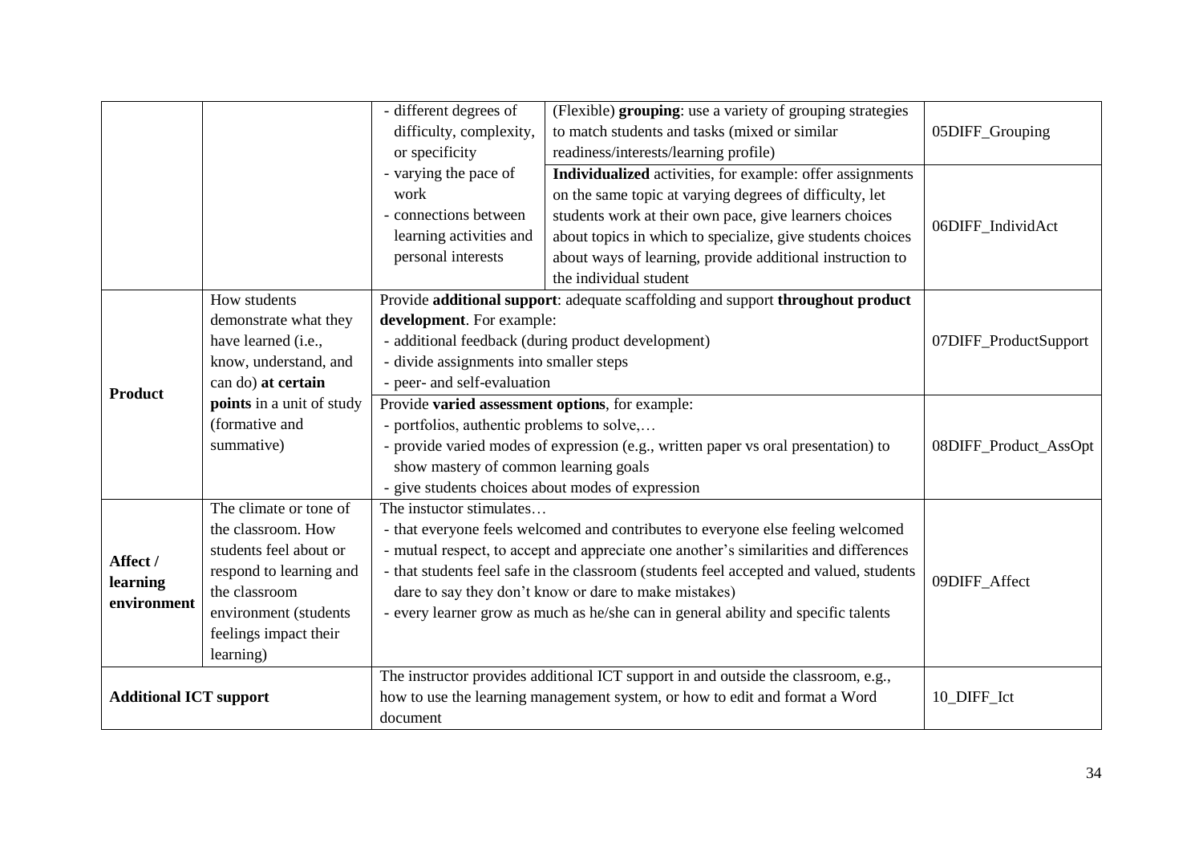| | | | | |
|---|---|---|---|---|
| | | - different degrees of difficulty, complexity, or specificity<br>- varying the pace of work<br>- connections between learning activities and personal interests | (Flexible) **grouping**: use a variety of grouping strategies to match students and tasks (mixed or similar readiness/interests/learning profile) | 05DIFF_Grouping |
| | | | **Individualized** activities, for example: offer assignments on the same topic at varying degrees of difficulty, let students work at their own pace, give learners choices about topics in which to specialize, give students choices about ways of learning, provide additional instruction to the individual student | 06DIFF_IndividAct |
| **Product** | How students demonstrate what they have learned (i.e., know, understand, and can do) **at certain points** in a unit of study (formative and summative) | Provide **additional support**: adequate scaffolding and support **throughout product development**. For example:<br>- additional feedback (during product development)<br>- divide assignments into smaller steps<br>- peer- and self-evaluation | | 07DIFF_ProductSupport |
| | | Provide **varied assessment options**, for example:<br>- portfolios, authentic problems to solve,…<br>- provide varied modes of expression (e.g., written paper vs oral presentation) to show mastery of common learning goals<br>- give students choices about modes of expression | | 08DIFF_Product_AssOpt |
| **Affect / learning environment** | The climate or tone of the classroom. How students feel about or respond to learning and the classroom environment (students feelings impact their learning) | The instuctor stimulates…<br>- that everyone feels welcomed and contributes to everyone else feeling welcomed<br>- mutual respect, to accept and appreciate one another's similarities and differences<br>- that students feel safe in the classroom (students feel accepted and valued, students dare to say they don't know or dare to make mistakes)<br>- every learner grow as much as he/she can in general ability and specific talents | | 09DIFF_Affect |
| **Additional ICT support** | | The instructor provides additional ICT support in and outside the classroom, e.g., how to use the learning management system, or how to edit and format a Word document | | 10_DIFF_Ict |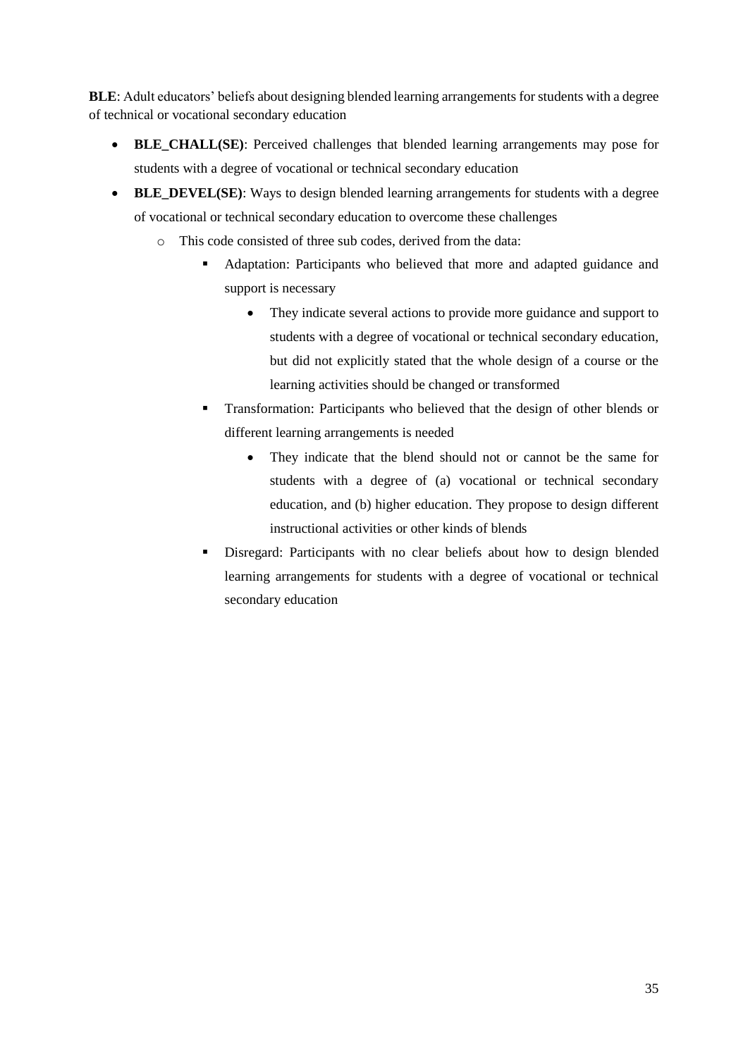**BLE**: Adult educators' beliefs about designing blended learning arrangements for students with a degree of technical or vocational secondary education

- **BLE_CHALL(SE)**: Perceived challenges that blended learning arrangements may pose for students with a degree of vocational or technical secondary education
- **BLE_DEVEL(SE)**: Ways to design blended learning arrangements for students with a degree of vocational or technical secondary education to overcome these challenges
  - This code consisted of three sub codes, derived from the data:
    - Adaptation: Participants who believed that more and adapted guidance and support is necessary
      - They indicate several actions to provide more guidance and support to students with a degree of vocational or technical secondary education, but did not explicitly stated that the whole design of a course or the learning activities should be changed or transformed
    - Transformation: Participants who believed that the design of other blends or different learning arrangements is needed
      - They indicate that the blend should not or cannot be the same for students with a degree of (a) vocational or technical secondary education, and (b) higher education. They propose to design different instructional activities or other kinds of blends
    - Disregard: Participants with no clear beliefs about how to design blended learning arrangements for students with a degree of vocational or technical secondary education